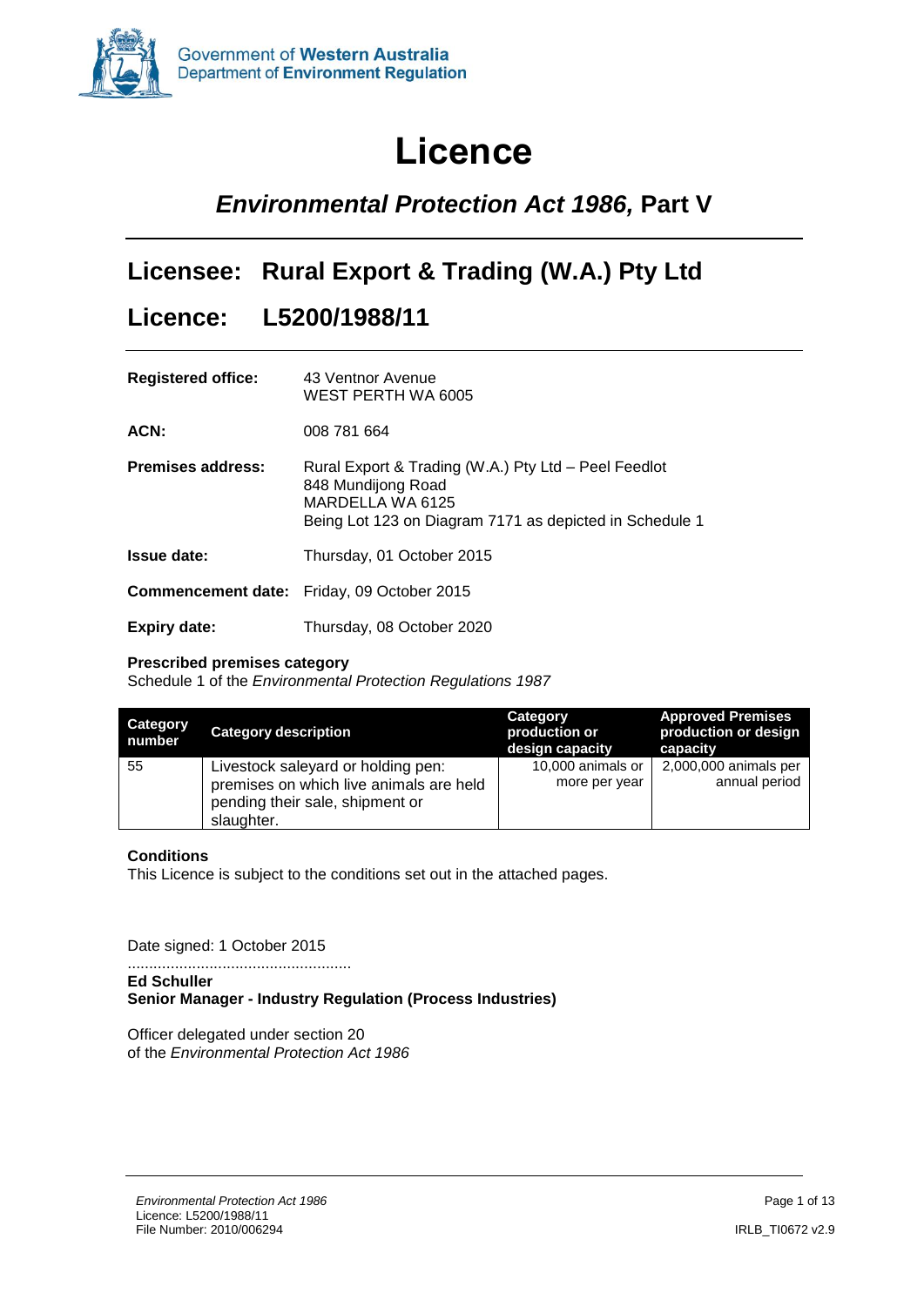Government of **Western Australia**
Department of **Environment Regulation**

# Licence

## *Environmental Protection Act 1986,* Part V

## Licensee: Rural Export & Trading (W.A.) Pty Ltd

## Licence: L5200/1988/11

| | |
|---|---|
| **Registered office:** | 43 Ventnor Avenue<br>WEST PERTH WA 6005 |
| **ACN:** | 008 781 664 |
| **Premises address:** | Rural Export & Trading (W.A.) Pty Ltd – Peel Feedlot<br>848 Mundijong Road<br>MARDELLA WA 6125<br>Being Lot 123 on Diagram 7171 as depicted in Schedule 1 |
| **Issue date:** | Thursday, 01 October 2015 |
| **Commencement date:** | Friday, 09 October 2015 |
| **Expiry date:** | Thursday, 08 October 2020 |

**Prescribed premises category**
Schedule 1 of the *Environmental Protection Regulations 1987*

| Category number | Category description | Category production or design capacity | Approved Premises production or design capacity |
|---|---|---|---|
| 55 | Livestock saleyard or holding pen: premises on which live animals are held pending their sale, shipment or slaughter. | 10,000 animals or more per year | 2,000,000 animals per annual period |

**Conditions**
This Licence is subject to the conditions set out in the attached pages.

Date signed: 1 October 2015

....................................................
**Ed Schuller**
**Senior Manager - Industry Regulation (Process Industries)**

Officer delegated under section 20
of the *Environmental Protection Act 1986*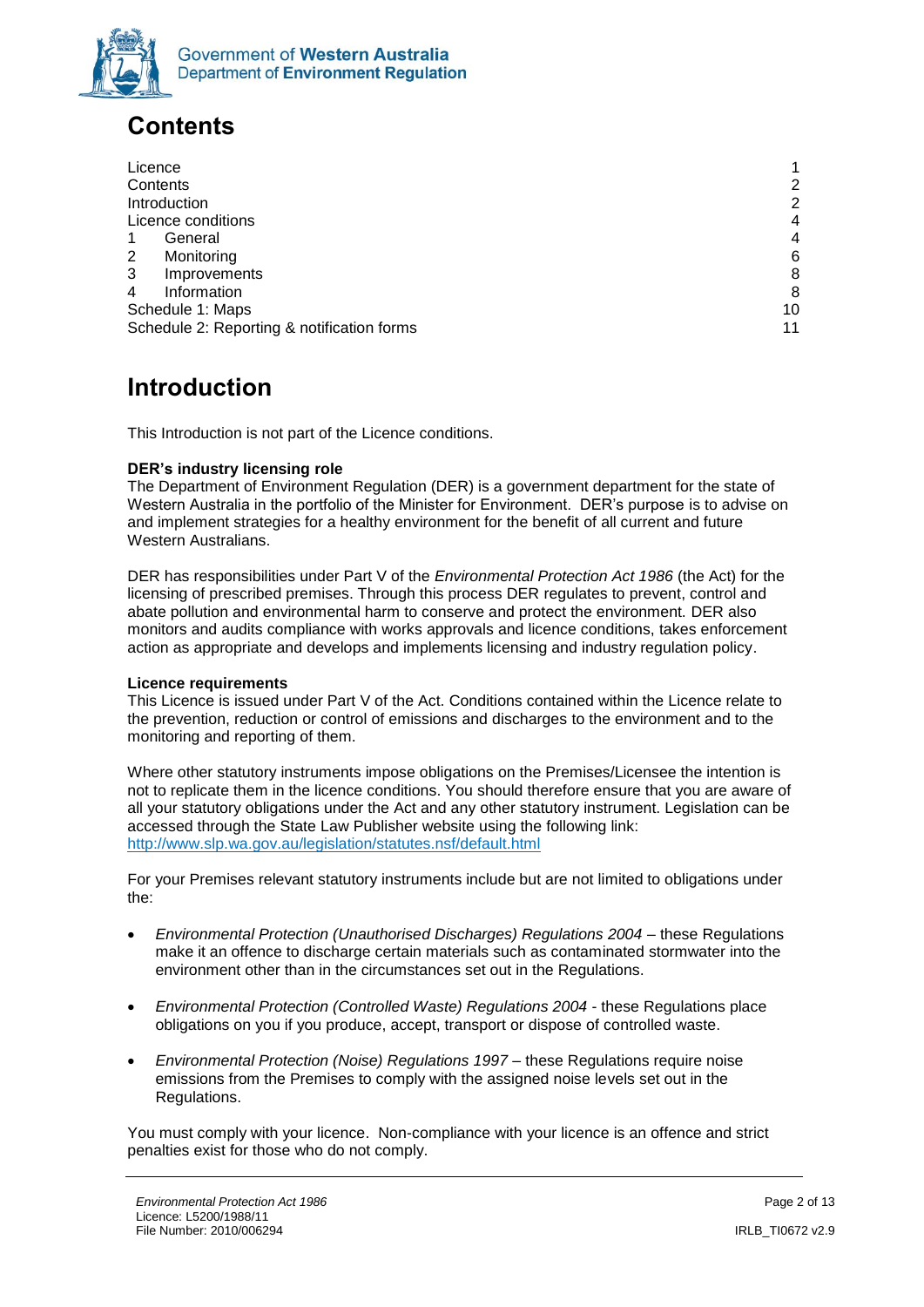# Contents

| | |
|---|---|
| Licence | 1 |
| Contents | 2 |
| Introduction | 2 |
| Licence conditions | 4 |
| 1 General | 4 |
| 2 Monitoring | 6 |
| 3 Improvements | 8 |
| 4 Information | 8 |
| Schedule 1: Maps | 10 |
| Schedule 2: Reporting & notification forms | 11 |

# Introduction

This Introduction is not part of the Licence conditions.

**DER's industry licensing role**
The Department of Environment Regulation (DER) is a government department for the state of Western Australia in the portfolio of the Minister for Environment. DER's purpose is to advise on and implement strategies for a healthy environment for the benefit of all current and future Western Australians.

DER has responsibilities under Part V of the *Environmental Protection Act 1986* (the Act) for the licensing of prescribed premises. Through this process DER regulates to prevent, control and abate pollution and environmental harm to conserve and protect the environment. DER also monitors and audits compliance with works approvals and licence conditions, takes enforcement action as appropriate and develops and implements licensing and industry regulation policy.

**Licence requirements**
This Licence is issued under Part V of the Act. Conditions contained within the Licence relate to the prevention, reduction or control of emissions and discharges to the environment and to the monitoring and reporting of them.

Where other statutory instruments impose obligations on the Premises/Licensee the intention is not to replicate them in the licence conditions. You should therefore ensure that you are aware of all your statutory obligations under the Act and any other statutory instrument. Legislation can be accessed through the State Law Publisher website using the following link: http://www.slp.wa.gov.au/legislation/statutes.nsf/default.html

For your Premises relevant statutory instruments include but are not limited to obligations under the:

- *Environmental Protection (Unauthorised Discharges) Regulations 2004* – these Regulations make it an offence to discharge certain materials such as contaminated stormwater into the environment other than in the circumstances set out in the Regulations.
- *Environmental Protection (Controlled Waste) Regulations 2004* - these Regulations place obligations on you if you produce, accept, transport or dispose of controlled waste.
- *Environmental Protection (Noise) Regulations 1997* – these Regulations require noise emissions from the Premises to comply with the assigned noise levels set out in the Regulations.

You must comply with your licence. Non-compliance with your licence is an offence and strict penalties exist for those who do not comply.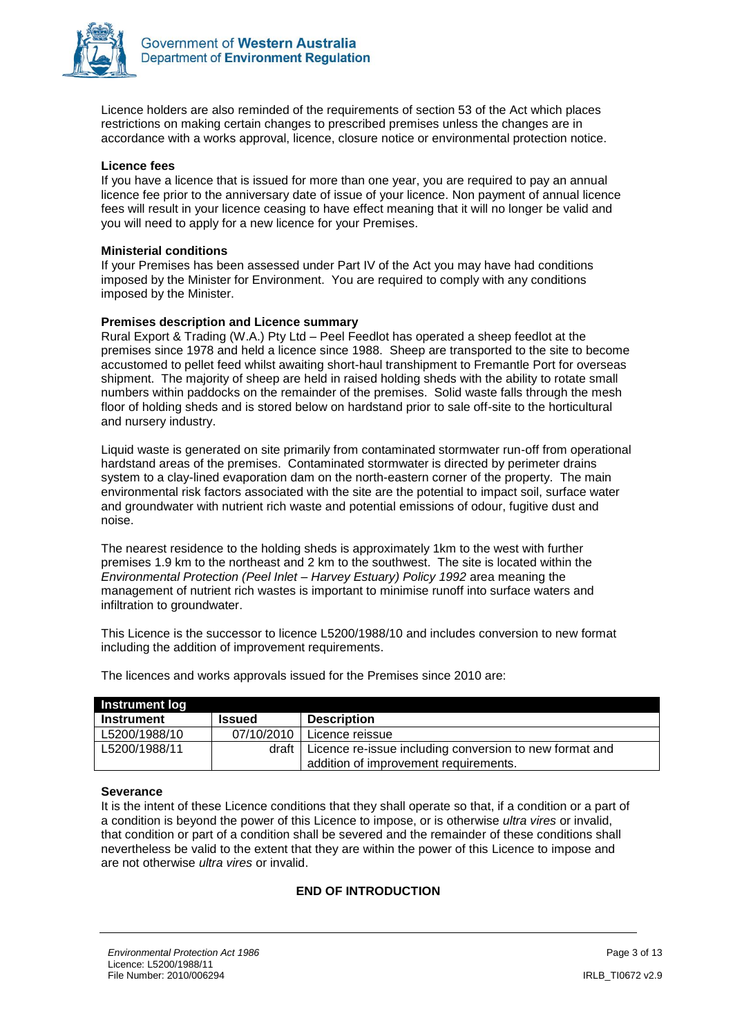Licence holders are also reminded of the requirements of section 53 of the Act which places restrictions on making certain changes to prescribed premises unless the changes are in accordance with a works approval, licence, closure notice or environmental protection notice.

**Licence fees**

If you have a licence that is issued for more than one year, you are required to pay an annual licence fee prior to the anniversary date of issue of your licence. Non payment of annual licence fees will result in your licence ceasing to have effect meaning that it will no longer be valid and you will need to apply for a new licence for your Premises.

**Ministerial conditions**

If your Premises has been assessed under Part IV of the Act you may have had conditions imposed by the Minister for Environment. You are required to comply with any conditions imposed by the Minister.

**Premises description and Licence summary**

Rural Export & Trading (W.A.) Pty Ltd – Peel Feedlot has operated a sheep feedlot at the premises since 1978 and held a licence since 1988. Sheep are transported to the site to become accustomed to pellet feed whilst awaiting short-haul transhipment to Fremantle Port for overseas shipment. The majority of sheep are held in raised holding sheds with the ability to rotate small numbers within paddocks on the remainder of the premises. Solid waste falls through the mesh floor of holding sheds and is stored below on hardstand prior to sale off-site to the horticultural and nursery industry.

Liquid waste is generated on site primarily from contaminated stormwater run-off from operational hardstand areas of the premises. Contaminated stormwater is directed by perimeter drains system to a clay-lined evaporation dam on the north-eastern corner of the property. The main environmental risk factors associated with the site are the potential to impact soil, surface water and groundwater with nutrient rich waste and potential emissions of odour, fugitive dust and noise.

The nearest residence to the holding sheds is approximately 1km to the west with further premises 1.9 km to the northeast and 2 km to the southwest. The site is located within the *Environmental Protection (Peel Inlet – Harvey Estuary) Policy 1992* area meaning the management of nutrient rich wastes is important to minimise runoff into surface waters and infiltration to groundwater.

This Licence is the successor to licence L5200/1988/10 and includes conversion to new format including the addition of improvement requirements.

The licences and works approvals issued for the Premises since 2010 are:

| **Instrument log** | | |
|---|---|---|
| **Instrument** | **Issued** | **Description** |
| L5200/1988/10 | 07/10/2010 | Licence reissue |
| L5200/1988/11 | draft | Licence re-issue including conversion to new format and addition of improvement requirements. |

**Severance**

It is the intent of these Licence conditions that they shall operate so that, if a condition or a part of a condition is beyond the power of this Licence to impose, or is otherwise *ultra vires* or invalid, that condition or part of a condition shall be severed and the remainder of these conditions shall nevertheless be valid to the extent that they are within the power of this Licence to impose and are not otherwise *ultra vires* or invalid.

**END OF INTRODUCTION**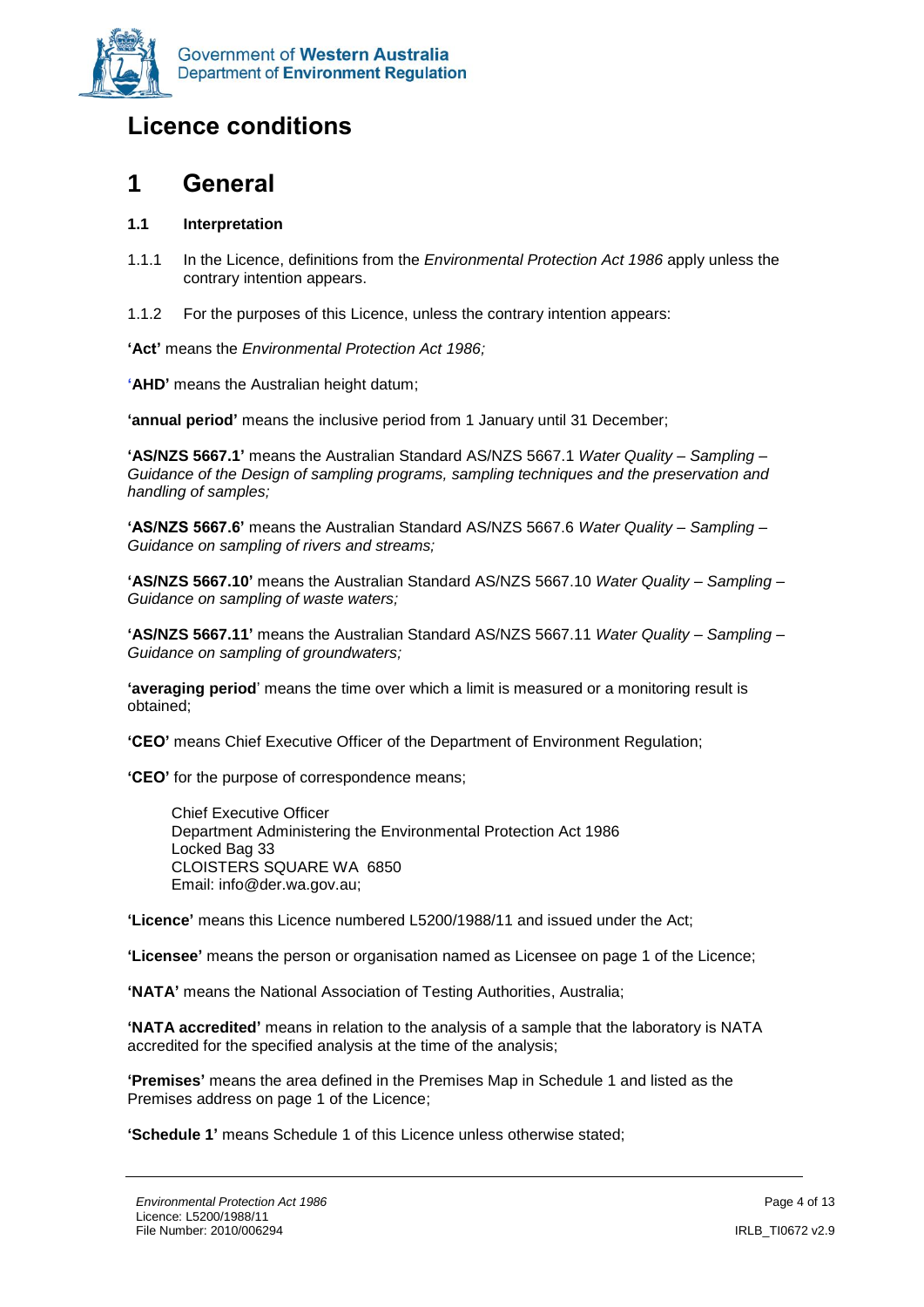# Licence conditions

# 1 General

### 1.1 Interpretation

1.1.1 In the Licence, definitions from the *Environmental Protection Act 1986* apply unless the contrary intention appears.

1.1.2 For the purposes of this Licence, unless the contrary intention appears:

**'Act'** means the *Environmental Protection Act 1986;*

**'AHD'** means the Australian height datum;

**'annual period'** means the inclusive period from 1 January until 31 December;

**'AS/NZS 5667.1'** means the Australian Standard AS/NZS 5667.1 *Water Quality – Sampling – Guidance of the Design of sampling programs, sampling techniques and the preservation and handling of samples;*

**'AS/NZS 5667.6'** means the Australian Standard AS/NZS 5667.6 *Water Quality – Sampling – Guidance on sampling of rivers and streams;*

**'AS/NZS 5667.10'** means the Australian Standard AS/NZS 5667.10 *Water Quality – Sampling – Guidance on sampling of waste waters;*

**'AS/NZS 5667.11'** means the Australian Standard AS/NZS 5667.11 *Water Quality – Sampling – Guidance on sampling of groundwaters;*

**'averaging period'** means the time over which a limit is measured or a monitoring result is obtained;

**'CEO'** means Chief Executive Officer of the Department of Environment Regulation;

**'CEO'** for the purpose of correspondence means;

Chief Executive Officer
Department Administering the Environmental Protection Act 1986
Locked Bag 33
CLOISTERS SQUARE WA 6850
Email: info@der.wa.gov.au;

**'Licence'** means this Licence numbered L5200/1988/11 and issued under the Act;

**'Licensee'** means the person or organisation named as Licensee on page 1 of the Licence;

**'NATA'** means the National Association of Testing Authorities, Australia;

**'NATA accredited'** means in relation to the analysis of a sample that the laboratory is NATA accredited for the specified analysis at the time of the analysis;

**'Premises'** means the area defined in the Premises Map in Schedule 1 and listed as the Premises address on page 1 of the Licence;

**'Schedule 1'** means Schedule 1 of this Licence unless otherwise stated;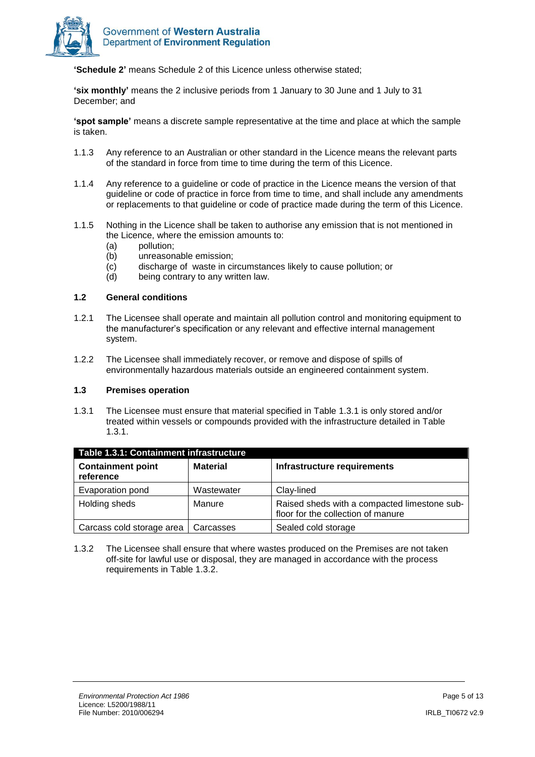**'Schedule 2'** means Schedule 2 of this Licence unless otherwise stated;

**'six monthly'** means the 2 inclusive periods from 1 January to 30 June and 1 July to 31 December; and

**'spot sample'** means a discrete sample representative at the time and place at which the sample is taken.

1.1.3 Any reference to an Australian or other standard in the Licence means the relevant parts of the standard in force from time to time during the term of this Licence.

1.1.4 Any reference to a guideline or code of practice in the Licence means the version of that guideline or code of practice in force from time to time, and shall include any amendments or replacements to that guideline or code of practice made during the term of this Licence.

1.1.5 Nothing in the Licence shall be taken to authorise any emission that is not mentioned in the Licence, where the emission amounts to:
- (a) pollution;
- (b) unreasonable emission;
- (c) discharge of waste in circumstances likely to cause pollution; or
- (d) being contrary to any written law.

### 1.2 General conditions

1.2.1 The Licensee shall operate and maintain all pollution control and monitoring equipment to the manufacturer's specification or any relevant and effective internal management system.

1.2.2 The Licensee shall immediately recover, or remove and dispose of spills of environmentally hazardous materials outside an engineered containment system.

### 1.3 Premises operation

1.3.1 The Licensee must ensure that material specified in Table 1.3.1 is only stored and/or treated within vessels or compounds provided with the infrastructure detailed in Table 1.3.1.

**Table 1.3.1: Containment infrastructure**

| Containment point reference | Material | Infrastructure requirements |
|---|---|---|
| Evaporation pond | Wastewater | Clay-lined |
| Holding sheds | Manure | Raised sheds with a compacted limestone sub-floor for the collection of manure |
| Carcass cold storage area | Carcasses | Sealed cold storage |

1.3.2 The Licensee shall ensure that where wastes produced on the Premises are not taken off-site for lawful use or disposal, they are managed in accordance with the process requirements in Table 1.3.2.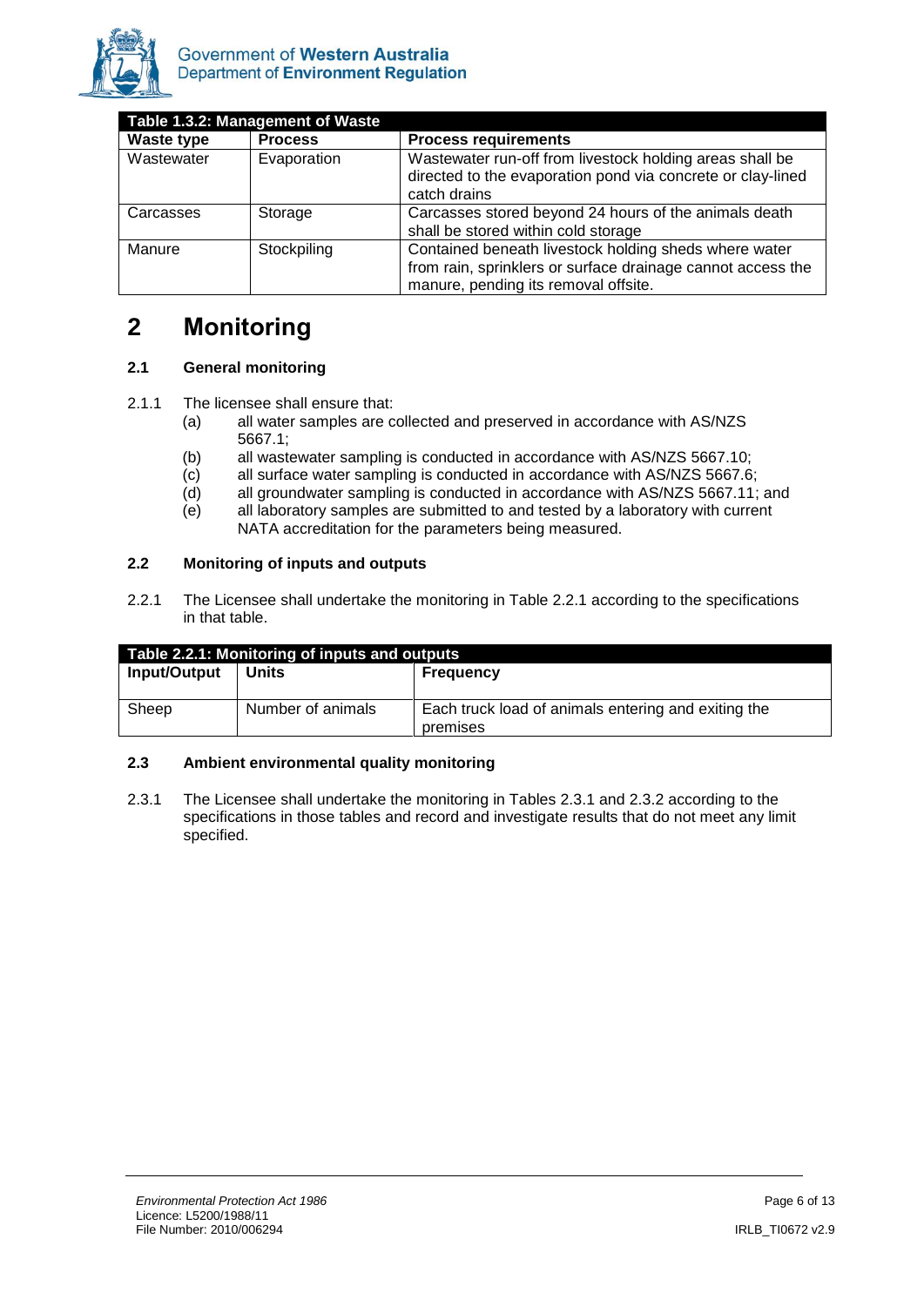| Table 1.3.2: Management of Waste | | |
|---|---|---|
| **Waste type** | **Process** | **Process requirements** |
| Wastewater | Evaporation | Wastewater run-off from livestock holding areas shall be directed to the evaporation pond via concrete or clay-lined catch drains |
| Carcasses | Storage | Carcasses stored beyond 24 hours of the animals death shall be stored within cold storage |
| Manure | Stockpiling | Contained beneath livestock holding sheds where water from rain, sprinklers or surface drainage cannot access the manure, pending its removal offsite. |

# 2 Monitoring

### 2.1 General monitoring

2.1.1 The licensee shall ensure that:

(a) all water samples are collected and preserved in accordance with AS/NZS 5667.1;
(b) all wastewater sampling is conducted in accordance with AS/NZS 5667.10;
(c) all surface water sampling is conducted in accordance with AS/NZS 5667.6;
(d) all groundwater sampling is conducted in accordance with AS/NZS 5667.11; and
(e) all laboratory samples are submitted to and tested by a laboratory with current NATA accreditation for the parameters being measured.

### 2.2 Monitoring of inputs and outputs

2.2.1 The Licensee shall undertake the monitoring in Table 2.2.1 according to the specifications in that table.

| Table 2.2.1: Monitoring of inputs and outputs | | |
|---|---|---|
| **Input/Output** | **Units** | **Frequency** |
| Sheep | Number of animals | Each truck load of animals entering and exiting the premises |

### 2.3 Ambient environmental quality monitoring

2.3.1 The Licensee shall undertake the monitoring in Tables 2.3.1 and 2.3.2 according to the specifications in those tables and record and investigate results that do not meet any limit specified.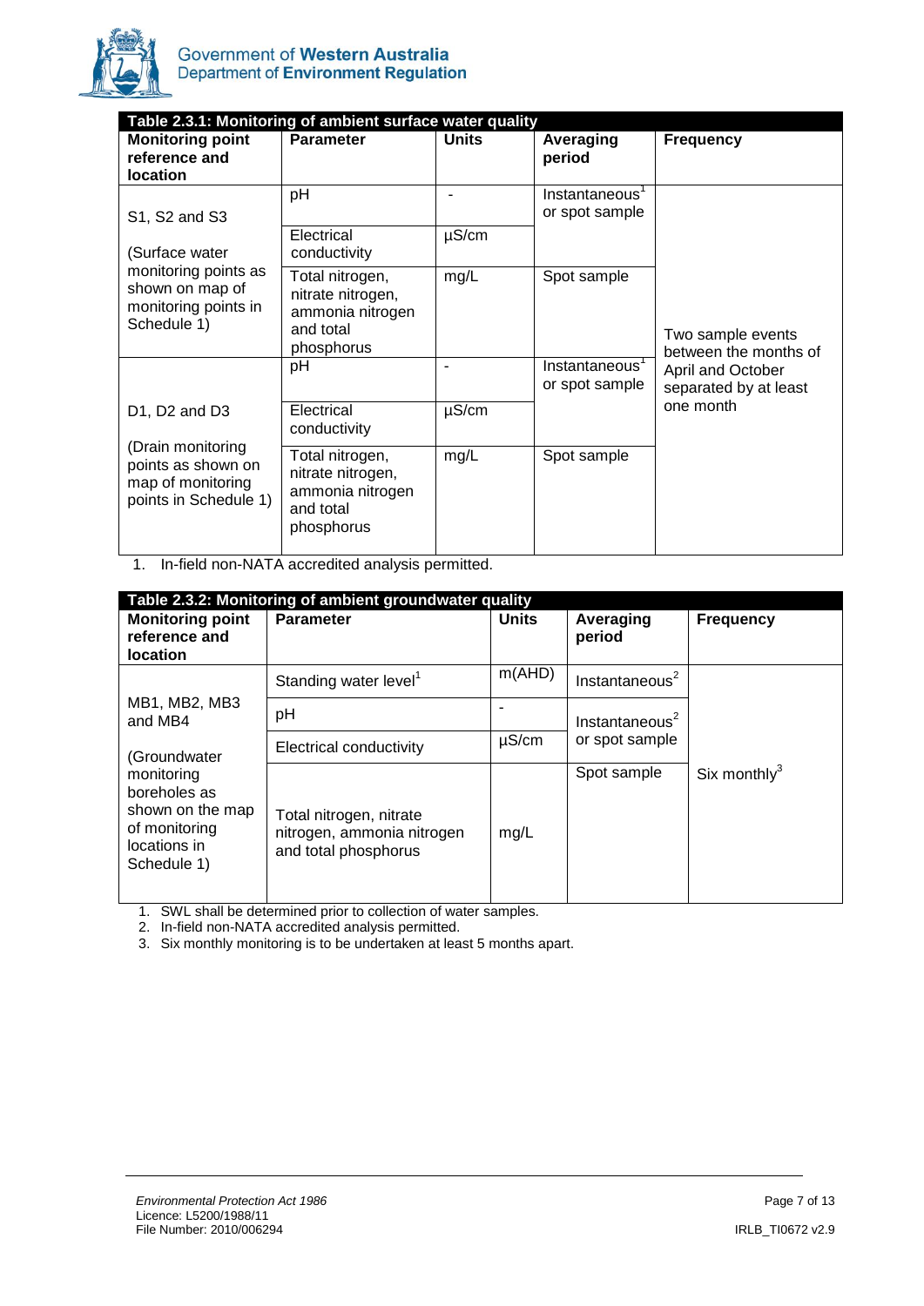**Table 2.3.1: Monitoring of ambient surface water quality**

| Monitoring point reference and location | Parameter | Units | Averaging period | Frequency |
|---|---|---|---|---|
| S1, S2 and S3 (Surface water monitoring points as shown on map of monitoring points in Schedule 1) | pH | - | Instantaneous[1] or spot sample | Two sample events between the months of April and October separated by at least one month |
| | Electrical conductivity | µS/cm | | |
| | Total nitrogen, nitrate nitrogen, ammonia nitrogen and total phosphorus | mg/L | Spot sample | |
| D1, D2 and D3 (Drain monitoring points as shown on map of monitoring points in Schedule 1) | pH | - | Instantaneous[1] or spot sample | |
| | Electrical conductivity | µS/cm | | |
| | Total nitrogen, nitrate nitrogen, ammonia nitrogen and total phosphorus | mg/L | Spot sample | |

1. In-field non-NATA accredited analysis permitted.

**Table 2.3.2: Monitoring of ambient groundwater quality**

| Monitoring point reference and location | Parameter | Units | Averaging period | Frequency |
|---|---|---|---|---|
| MB1, MB2, MB3 and MB4 (Groundwater monitoring boreholes as shown on the map of monitoring locations in Schedule 1) | Standing water level[1] | m(AHD) | Instantaneous[2] | Six monthly[3] |
| | pH | - | Instantaneous[2] or spot sample | |
| | Electrical conductivity | µS/cm | | |
| | Total nitrogen, nitrate nitrogen, ammonia nitrogen and total phosphorus | mg/L | Spot sample | |

1. SWL shall be determined prior to collection of water samples.
2. In-field non-NATA accredited analysis permitted.
3. Six monthly monitoring is to be undertaken at least 5 months apart.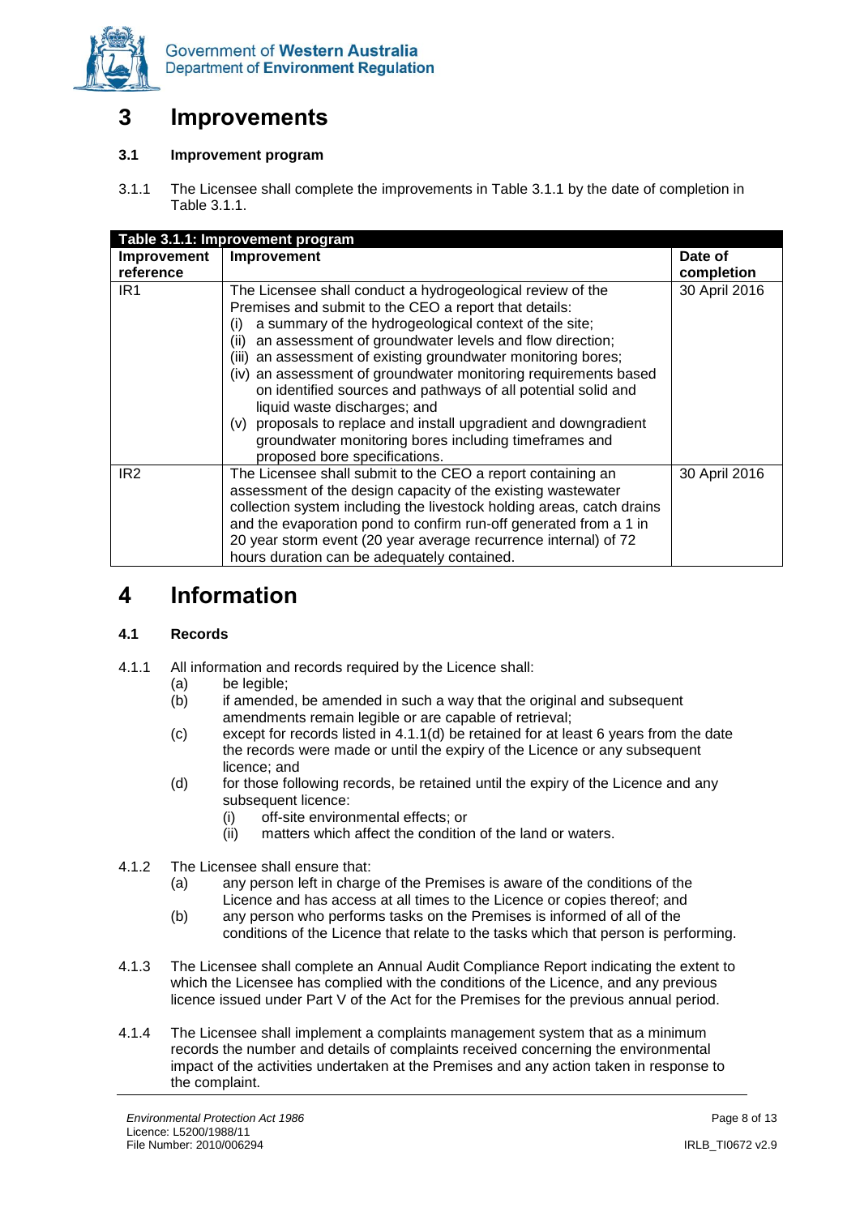# 3 Improvements

### 3.1 Improvement program

3.1.1 The Licensee shall complete the improvements in Table 3.1.1 by the date of completion in Table 3.1.1.

**Table 3.1.1: Improvement program**

| Improvement reference | Improvement | Date of completion |
|---|---|---|
| IR1 | The Licensee shall conduct a hydrogeological review of the Premises and submit to the CEO a report that details: (i) a summary of the hydrogeological context of the site; (ii) an assessment of groundwater levels and flow direction; (iii) an assessment of existing groundwater monitoring bores; (iv) an assessment of groundwater monitoring requirements based on identified sources and pathways of all potential solid and liquid waste discharges; and (v) proposals to replace and install upgradient and downgradient groundwater monitoring bores including timeframes and proposed bore specifications. | 30 April 2016 |
| IR2 | The Licensee shall submit to the CEO a report containing an assessment of the design capacity of the existing wastewater collection system including the livestock holding areas, catch drains and the evaporation pond to confirm run-off generated from a 1 in 20 year storm event (20 year average recurrence internal) of 72 hours duration can be adequately contained. | 30 April 2016 |

# 4 Information

### 4.1 Records

4.1.1 All information and records required by the Licence shall:

(a) be legible;

(b) if amended, be amended in such a way that the original and subsequent amendments remain legible or are capable of retrieval;

(c) except for records listed in 4.1.1(d) be retained for at least 6 years from the date the records were made or until the expiry of the Licence or any subsequent licence; and

(d) for those following records, be retained until the expiry of the Licence and any subsequent licence:

   (i) off-site environmental effects; or

   (ii) matters which affect the condition of the land or waters.

4.1.2 The Licensee shall ensure that:

(a) any person left in charge of the Premises is aware of the conditions of the Licence and has access at all times to the Licence or copies thereof; and

(b) any person who performs tasks on the Premises is informed of all of the conditions of the Licence that relate to the tasks which that person is performing.

4.1.3 The Licensee shall complete an Annual Audit Compliance Report indicating the extent to which the Licensee has complied with the conditions of the Licence, and any previous licence issued under Part V of the Act for the Premises for the previous annual period.

4.1.4 The Licensee shall implement a complaints management system that as a minimum records the number and details of complaints received concerning the environmental impact of the activities undertaken at the Premises and any action taken in response to the complaint.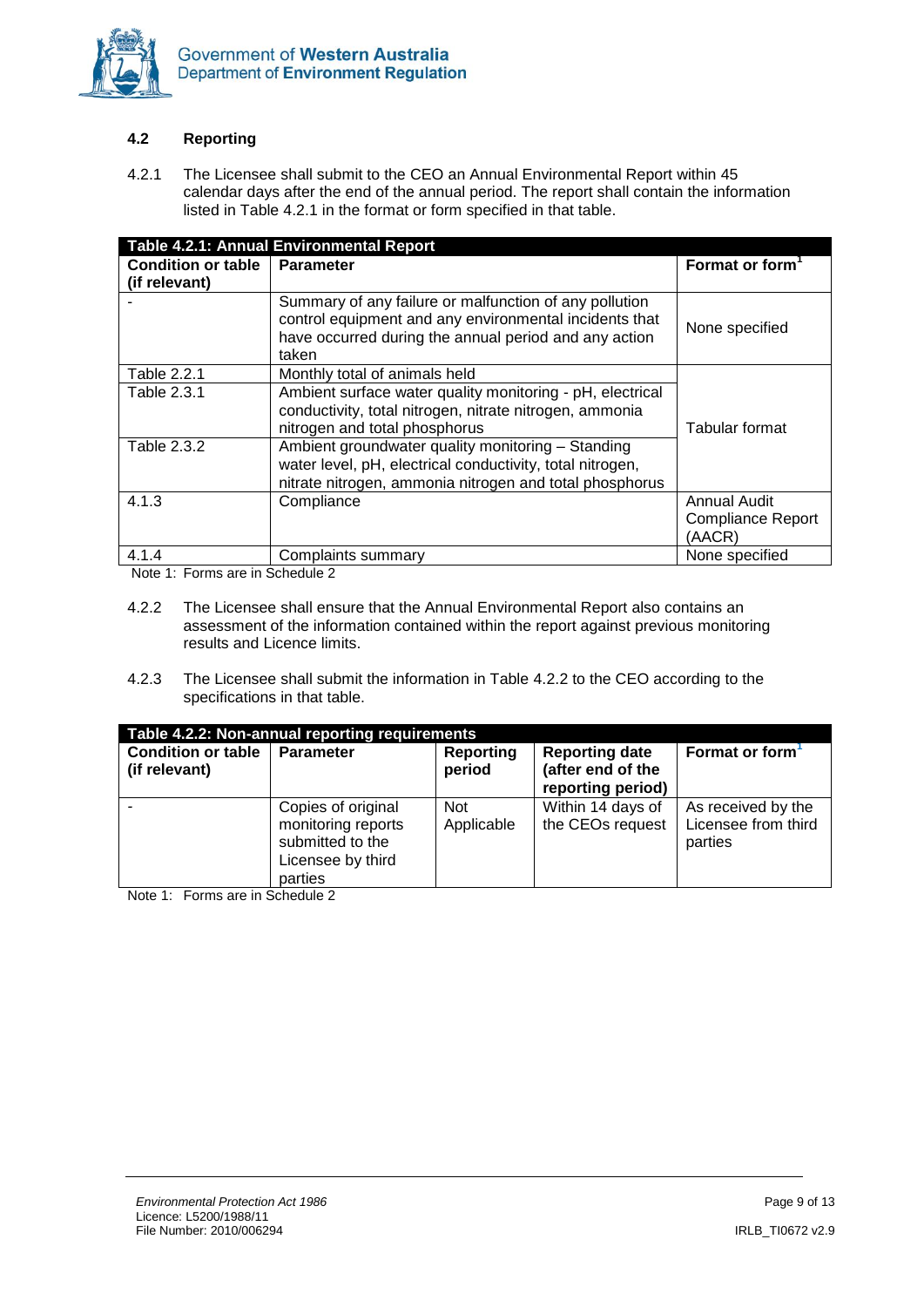### 4.2 Reporting

4.2.1 The Licensee shall submit to the CEO an Annual Environmental Report within 45 calendar days after the end of the annual period. The report shall contain the information listed in Table 4.2.1 in the format or form specified in that table.

**Table 4.2.1: Annual Environmental Report**

| Condition or table (if relevant) | Parameter | Format or form[1] |
|---|---|---|
| - | Summary of any failure or malfunction of any pollution control equipment and any environmental incidents that have occurred during the annual period and any action taken | None specified |
| Table 2.2.1 | Monthly total of animals held | Tabular format |
| Table 2.3.1 | Ambient surface water quality monitoring - pH, electrical conductivity, total nitrogen, nitrate nitrogen, ammonia nitrogen and total phosphorus | Tabular format |
| Table 2.3.2 | Ambient groundwater quality monitoring – Standing water level, pH, electrical conductivity, total nitrogen, nitrate nitrogen, ammonia nitrogen and total phosphorus | Tabular format |
| 4.1.3 | Compliance | Annual Audit Compliance Report (AACR) |
| 4.1.4 | Complaints summary | None specified |

Note 1: Forms are in Schedule 2

4.2.2 The Licensee shall ensure that the Annual Environmental Report also contains an assessment of the information contained within the report against previous monitoring results and Licence limits.

4.2.3 The Licensee shall submit the information in Table 4.2.2 to the CEO according to the specifications in that table.

**Table 4.2.2: Non-annual reporting requirements**

| Condition or table (if relevant) | Parameter | Reporting period | Reporting date (after end of the reporting period) | Format or form[1] |
|---|---|---|---|---|
| - | Copies of original monitoring reports submitted to the Licensee by third parties | Not Applicable | Within 14 days of the CEOs request | As received by the Licensee from third parties |

Note 1: Forms are in Schedule 2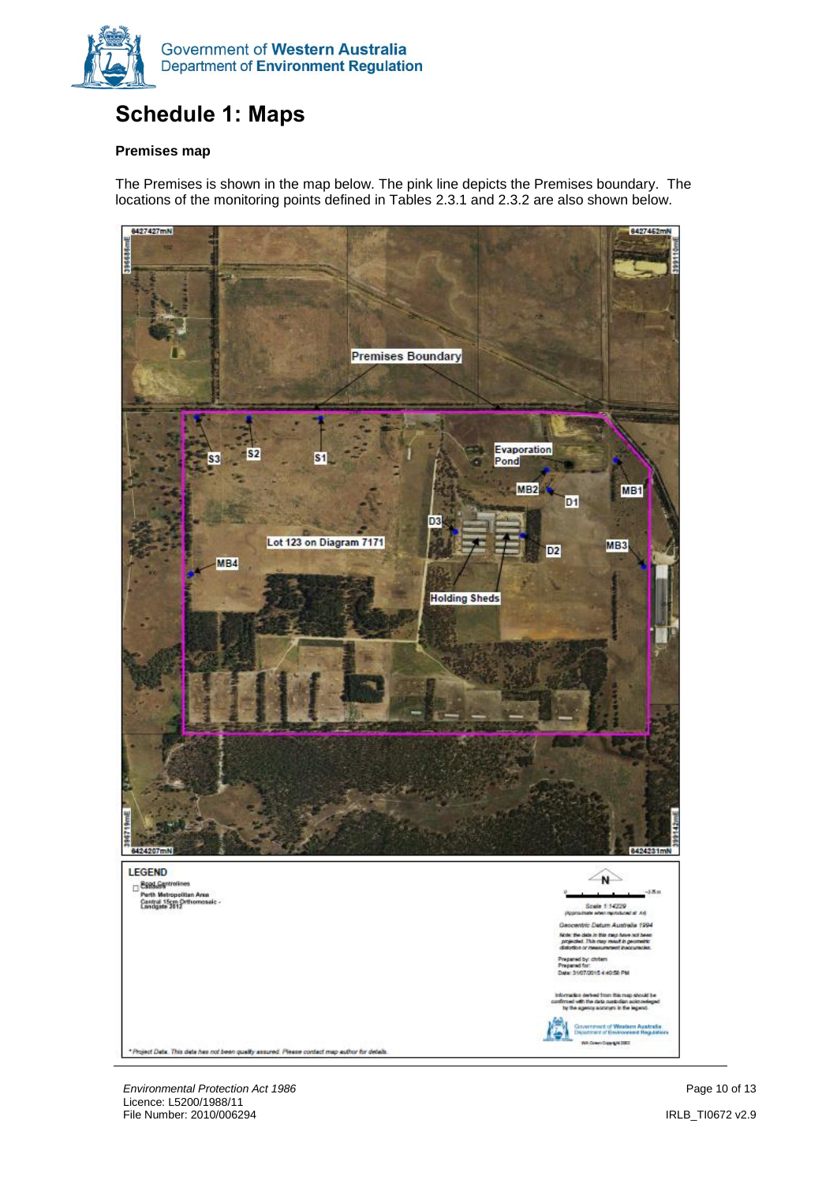# Schedule 1: Maps

**Premises map**

The Premises is shown in the map below. The pink line depicts the Premises boundary. The locations of the monitoring points defined in Tables 2.3.1 and 2.3.2 are also shown below.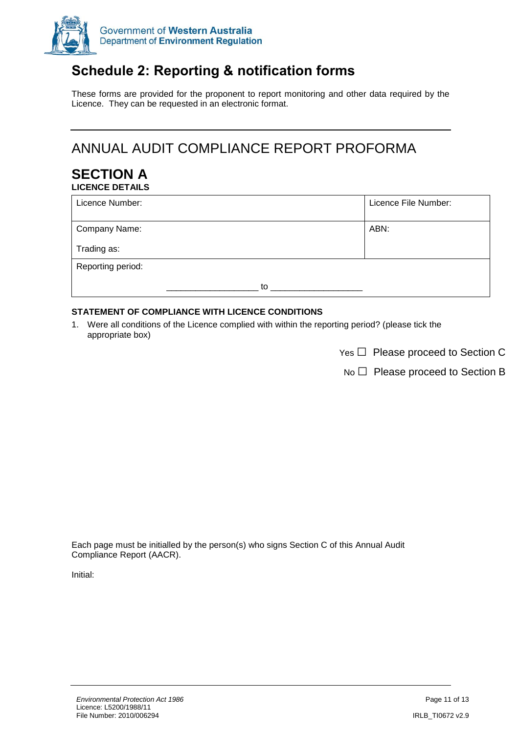# Schedule 2: Reporting & notification forms

These forms are provided for the proponent to report monitoring and other data required by the Licence. They can be requested in an electronic format.

---

## ANNUAL AUDIT COMPLIANCE REPORT PROFORMA

## SECTION A

**LICENCE DETAILS**

| Licence Number: | Licence File Number: |
|---|---|
| Company Name:<br><br>Trading as: | ABN: |
| Reporting period:<br><br>___________________ to ___________________ | |

**STATEMENT OF COMPLIANCE WITH LICENCE CONDITIONS**

1. Were all conditions of the Licence complied with within the reporting period? (please tick the appropriate box)

Yes ☐ Please proceed to Section C

No ☐ Please proceed to Section B

Each page must be initialled by the person(s) who signs Section C of this Annual Audit Compliance Report (AACR).

Initial:

*Environmental Protection Act 1986*
Licence: L5200/1988/11
File Number: 2010/006294

IRLB_TI0672 v2.9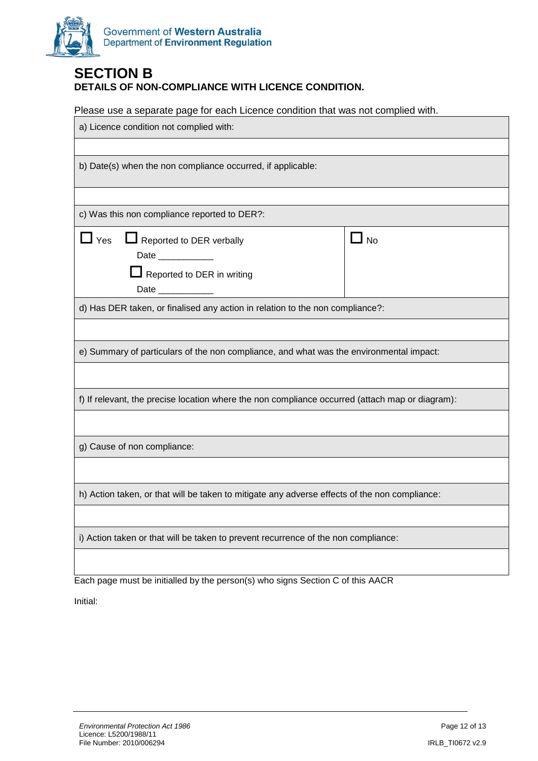## SECTION B

**DETAILS OF NON-COMPLIANCE WITH LICENCE CONDITION.**

Please use a separate page for each Licence condition that was not complied with.

| a) Licence condition not complied with: | |
|---|---|
| | |
| b) Date(s) when the non compliance occurred, if applicable: | |
| | |
| c) Was this non compliance reported to DER?: | |
| ☐ Yes ☐ Reported to DER verbally<br>Date ___________<br>☐ Reported to DER in writing<br>Date ___________ | ☐ No |
| d) Has DER taken, or finalised any action in relation to the non compliance?: | |
| | |
| e) Summary of particulars of the non compliance, and what was the environmental impact: | |
| | |
| f) If relevant, the precise location where the non compliance occurred (attach map or diagram): | |
| | |
| g) Cause of non compliance: | |
| | |
| h) Action taken, or that will be taken to mitigate any adverse effects of the non compliance: | |
| | |
| i) Action taken or that will be taken to prevent recurrence of the non compliance: | |
| | |

Each page must be initialled by the person(s) who signs Section C of this AACR

Initial: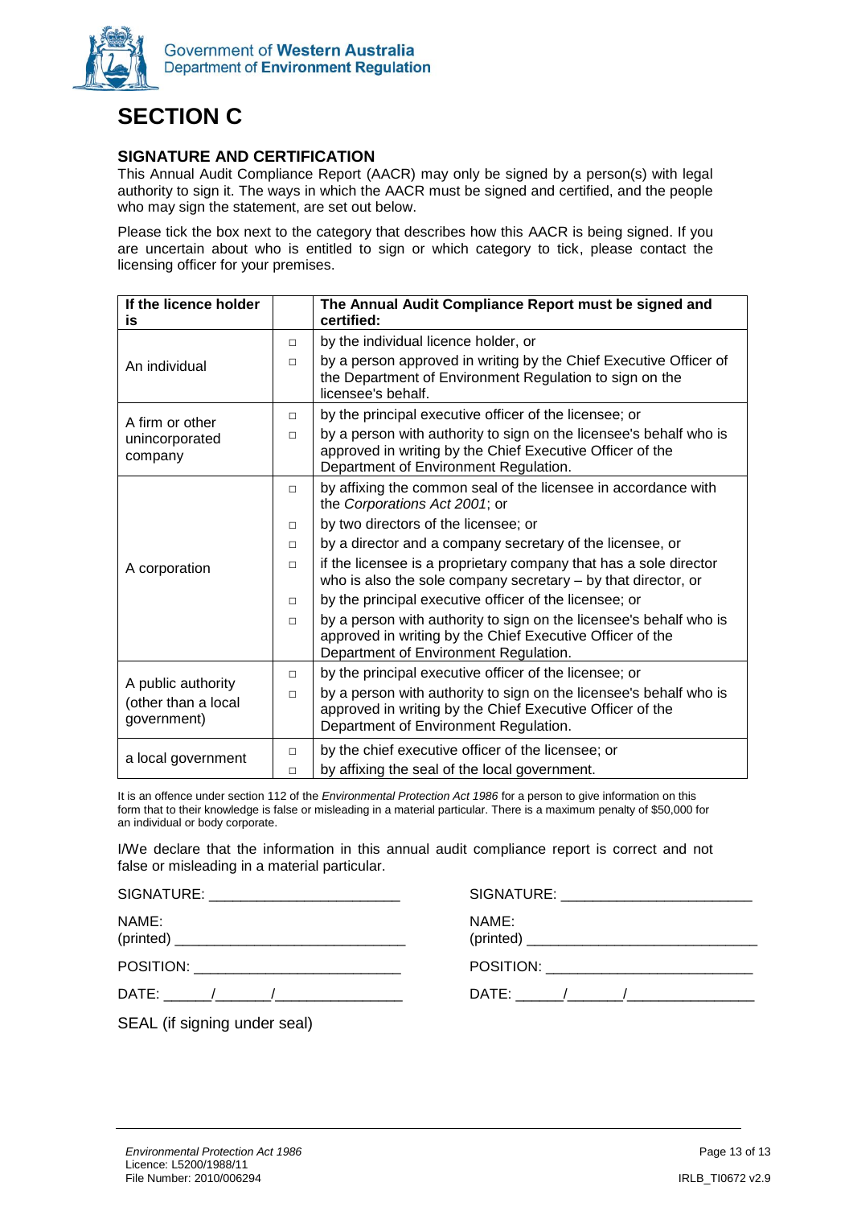# SECTION C

## SIGNATURE AND CERTIFICATION

This Annual Audit Compliance Report (AACR) may only be signed by a person(s) with legal authority to sign it. The ways in which the AACR must be signed and certified, and the people who may sign the statement, are set out below.

Please tick the box next to the category that describes how this AACR is being signed. If you are uncertain about who is entitled to sign or which category to tick, please contact the licensing officer for your premises.

| If the licence holder is | | The Annual Audit Compliance Report must be signed and certified: |
|---|---|---|
| An individual | □ | by the individual licence holder, or |
| | □ | by a person approved in writing by the Chief Executive Officer of the Department of Environment Regulation to sign on the licensee's behalf. |
| A firm or other unincorporated company | □ | by the principal executive officer of the licensee; or |
| | □ | by a person with authority to sign on the licensee's behalf who is approved in writing by the Chief Executive Officer of the Department of Environment Regulation. |
| A corporation | □ | by affixing the common seal of the licensee in accordance with the *Corporations Act 2001*; or |
| | □ | by two directors of the licensee; or |
| | □ | by a director and a company secretary of the licensee, or |
| | □ | if the licensee is a proprietary company that has a sole director who is also the sole company secretary – by that director, or |
| | □ | by the principal executive officer of the licensee; or |
| | □ | by a person with authority to sign on the licensee's behalf who is approved in writing by the Chief Executive Officer of the Department of Environment Regulation. |
| A public authority (other than a local government) | □ | by the principal executive officer of the licensee; or |
| | □ | by a person with authority to sign on the licensee's behalf who is approved in writing by the Chief Executive Officer of the Department of Environment Regulation. |
| a local government | □ | by the chief executive officer of the licensee; or |
| | □ | by affixing the seal of the local government. |

It is an offence under section 112 of the *Environmental Protection Act 1986* for a person to give information on this form that to their knowledge is false or misleading in a material particular. There is a maximum penalty of $50,000 for an individual or body corporate.

I/We declare that the information in this annual audit compliance report is correct and not false or misleading in a material particular.

SIGNATURE: ________________________

NAME: (printed) ____________________________

POSITION: __________________________

DATE: ______/_______/________________

SIGNATURE: ________________________

NAME: (printed) ____________________________

POSITION: __________________________

DATE: ______/_______/________________

SEAL (if signing under seal)

*Environmental Protection Act 1986*
Licence: L5200/1988/11
File Number: 2010/006294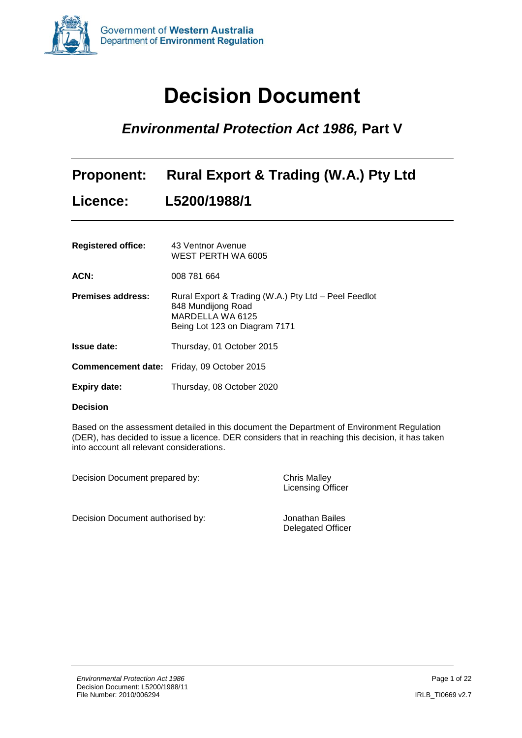# Decision Document

## *Environmental Protection Act 1986,* Part V

| | |
|---|---|
| **Proponent:** | **Rural Export & Trading (W.A.) Pty Ltd** |
| **Licence:** | **L5200/1988/1** |

| | |
|---|---|
| **Registered office:** | 43 Ventnor Avenue<br>WEST PERTH WA 6005 |
| **ACN:** | 008 781 664 |
| **Premises address:** | Rural Export & Trading (W.A.) Pty Ltd – Peel Feedlot<br>848 Mundijong Road<br>MARDELLA WA 6125<br>Being Lot 123 on Diagram 7171 |
| **Issue date:** | Thursday, 01 October 2015 |
| **Commencement date:** | Friday, 09 October 2015 |
| **Expiry date:** | Thursday, 08 October 2020 |

**Decision**

Based on the assessment detailed in this document the Department of Environment Regulation (DER), has decided to issue a licence. DER considers that in reaching this decision, it has taken into account all relevant considerations.

| | |
|---|---|
| Decision Document prepared by: | Chris Malley<br>Licensing Officer |
| Decision Document authorised by: | Jonathan Bailes<br>Delegated Officer |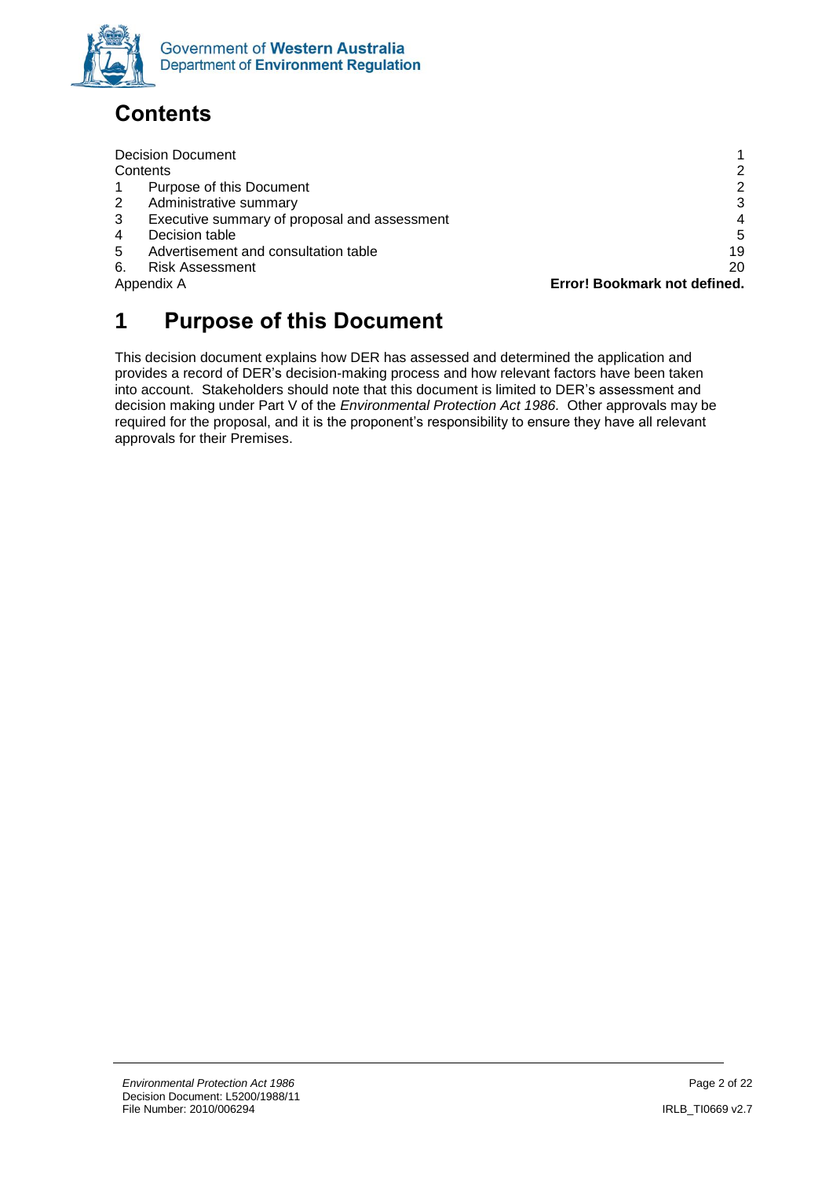# Contents

| | | |
|---|---|---|
| Decision Document | | 1 |
| Contents | | 2 |
| 1 | Purpose of this Document | 2 |
| 2 | Administrative summary | 3 |
| 3 | Executive summary of proposal and assessment | 4 |
| 4 | Decision table | 5 |
| 5 | Advertisement and consultation table | 19 |
| 6. | Risk Assessment | 20 |
| Appendix A | | **Error! Bookmark not defined.** |

# 1 Purpose of this Document

This decision document explains how DER has assessed and determined the application and provides a record of DER's decision-making process and how relevant factors have been taken into account. Stakeholders should note that this document is limited to DER's assessment and decision making under Part V of the *Environmental Protection Act 1986.* Other approvals may be required for the proposal, and it is the proponent's responsibility to ensure they have all relevant approvals for their Premises.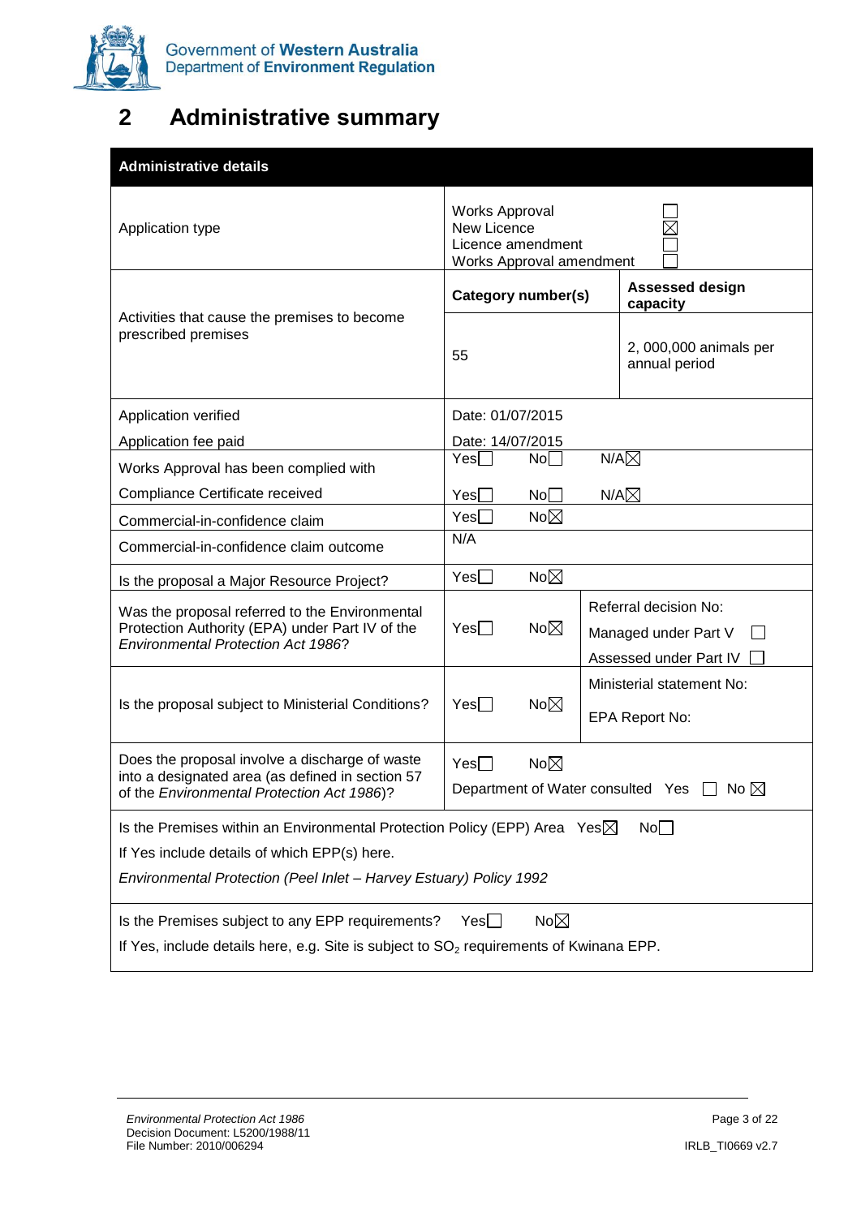# 2 Administrative summary

| Administrative details | | |
|---|---|---|
| Application type | Works Approval ☐<br>New Licence ☒<br>Licence amendment ☐<br>Works Approval amendment ☐ | |
| Activities that cause the premises to become prescribed premises | **Category number(s)** | **Assessed design capacity** |
| | 55 | 2, 000,000 animals per annual period |
| Application verified<br>Application fee paid | Date: 01/07/2015<br>Date: 14/07/2015 | |
| Works Approval has been complied with | Yes☐ No☐ N/A☒ | |
| Compliance Certificate received | Yes☐ No☐ N/A☒ | |
| Commercial-in-confidence claim | Yes☐ No☒ | |
| Commercial-in-confidence claim outcome | N/A | |
| Is the proposal a Major Resource Project? | Yes☐ No☒ | |
| Was the proposal referred to the Environmental Protection Authority (EPA) under Part IV of the *Environmental Protection Act 1986*? | Yes☐ No☒ | Referral decision No:<br>Managed under Part V ☐<br>Assessed under Part IV ☐ |
| Is the proposal subject to Ministerial Conditions? | Yes☐ No☒ | Ministerial statement No:<br>EPA Report No: |
| Does the proposal involve a discharge of waste into a designated area (as defined in section 57 of the *Environmental Protection Act 1986*)? | Yes☐ No☒<br>Department of Water consulted Yes ☐ No ☒ | |
| Is the Premises within an Environmental Protection Policy (EPP) Area Yes☒ No☐<br>If Yes include details of which EPP(s) here.<br>*Environmental Protection (Peel Inlet – Harvey Estuary) Policy 1992* | | |
| Is the Premises subject to any EPP requirements? Yes☐ No☒<br>If Yes, include details here, e.g. Site is subject to $SO_2$ requirements of Kwinana EPP. | | |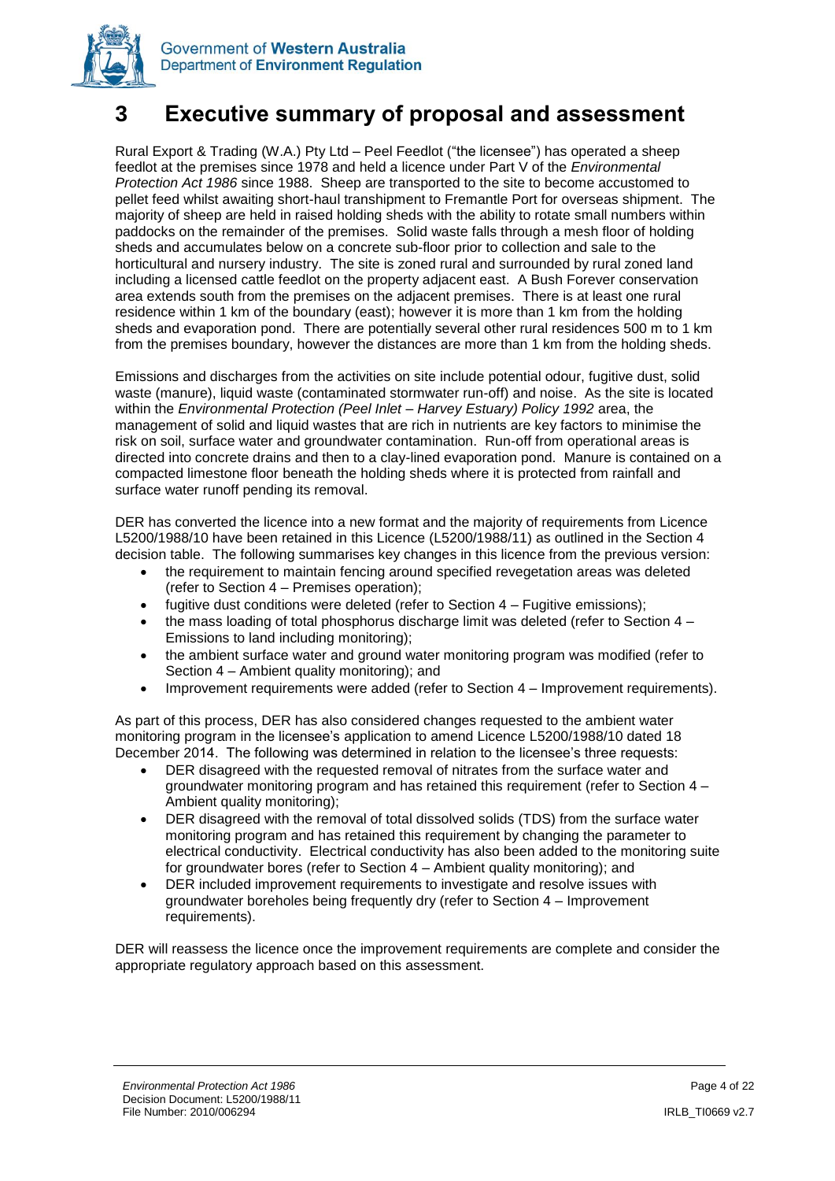# 3 Executive summary of proposal and assessment

Rural Export & Trading (W.A.) Pty Ltd – Peel Feedlot ("the licensee") has operated a sheep feedlot at the premises since 1978 and held a licence under Part V of the *Environmental Protection Act 1986* since 1988. Sheep are transported to the site to become accustomed to pellet feed whilst awaiting short-haul transhipment to Fremantle Port for overseas shipment. The majority of sheep are held in raised holding sheds with the ability to rotate small numbers within paddocks on the remainder of the premises. Solid waste falls through a mesh floor of holding sheds and accumulates below on a concrete sub-floor prior to collection and sale to the horticultural and nursery industry. The site is zoned rural and surrounded by rural zoned land including a licensed cattle feedlot on the property adjacent east. A Bush Forever conservation area extends south from the premises on the adjacent premises. There is at least one rural residence within 1 km of the boundary (east); however it is more than 1 km from the holding sheds and evaporation pond. There are potentially several other rural residences 500 m to 1 km from the premises boundary, however the distances are more than 1 km from the holding sheds.

Emissions and discharges from the activities on site include potential odour, fugitive dust, solid waste (manure), liquid waste (contaminated stormwater run-off) and noise. As the site is located within the *Environmental Protection (Peel Inlet – Harvey Estuary) Policy 1992* area, the management of solid and liquid wastes that are rich in nutrients are key factors to minimise the risk on soil, surface water and groundwater contamination. Run-off from operational areas is directed into concrete drains and then to a clay-lined evaporation pond. Manure is contained on a compacted limestone floor beneath the holding sheds where it is protected from rainfall and surface water runoff pending its removal.

DER has converted the licence into a new format and the majority of requirements from Licence L5200/1988/10 have been retained in this Licence (L5200/1988/11) as outlined in the Section 4 decision table. The following summarises key changes in this licence from the previous version:

- the requirement to maintain fencing around specified revegetation areas was deleted (refer to Section 4 – Premises operation);
- fugitive dust conditions were deleted (refer to Section 4 – Fugitive emissions);
- the mass loading of total phosphorus discharge limit was deleted (refer to Section 4 – Emissions to land including monitoring);
- the ambient surface water and ground water monitoring program was modified (refer to Section 4 – Ambient quality monitoring); and
- Improvement requirements were added (refer to Section 4 – Improvement requirements).

As part of this process, DER has also considered changes requested to the ambient water monitoring program in the licensee's application to amend Licence L5200/1988/10 dated 18 December 2014. The following was determined in relation to the licensee's three requests:

- DER disagreed with the requested removal of nitrates from the surface water and groundwater monitoring program and has retained this requirement (refer to Section 4 – Ambient quality monitoring);
- DER disagreed with the removal of total dissolved solids (TDS) from the surface water monitoring program and has retained this requirement by changing the parameter to electrical conductivity. Electrical conductivity has also been added to the monitoring suite for groundwater bores (refer to Section 4 – Ambient quality monitoring); and
- DER included improvement requirements to investigate and resolve issues with groundwater boreholes being frequently dry (refer to Section 4 – Improvement requirements).

DER will reassess the licence once the improvement requirements are complete and consider the appropriate regulatory approach based on this assessment.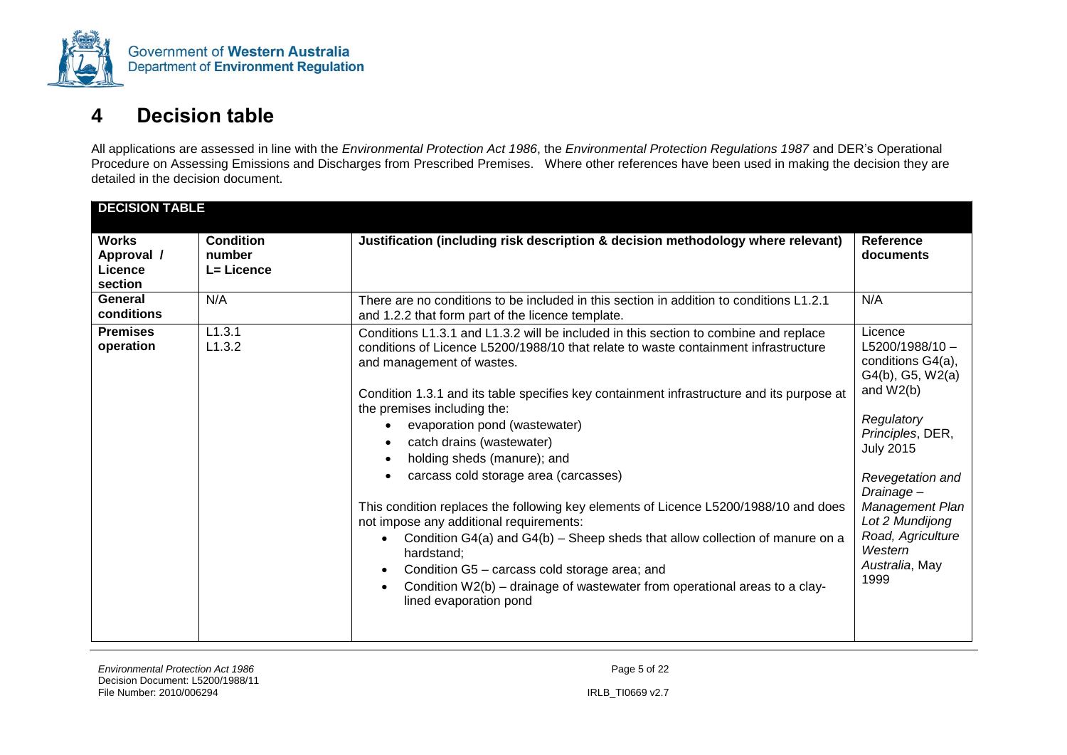# 4 Decision table

All applications are assessed in line with the *Environmental Protection Act 1986*, the *Environmental Protection Regulations 1987* and DER's Operational Procedure on Assessing Emissions and Discharges from Prescribed Premises. Where other references have been used in making the decision they are detailed in the decision document.

| DECISION TABLE | | | |
|---|---|---|---|
| **Works Approval / Licence section** | **Condition number L= Licence** | **Justification (including risk description & decision methodology where relevant)** | **Reference documents** |
| **General conditions** | N/A | There are no conditions to be included in this section in addition to conditions L1.2.1 and 1.2.2 that form part of the licence template. | N/A |
| **Premises operation** | L1.3.1<br>L1.3.2 | Conditions L1.3.1 and L1.3.2 will be included in this section to combine and replace conditions of Licence L5200/1988/10 that relate to waste containment infrastructure and management of wastes.<br><br>Condition 1.3.1 and its table specifies key containment infrastructure and its purpose at the premises including the:<br>• evaporation pond (wastewater)<br>• catch drains (wastewater)<br>• holding sheds (manure); and<br>• carcass cold storage area (carcasses)<br><br>This condition replaces the following key elements of Licence L5200/1988/10 and does not impose any additional requirements:<br>• Condition G4(a) and G4(b) – Sheep sheds that allow collection of manure on a hardstand;<br>• Condition G5 – carcass cold storage area; and<br>• Condition W2(b) – drainage of wastewater from operational areas to a clay-lined evaporation pond | Licence L5200/1988/10 – conditions G4(a), G4(b), G5, W2(a) and W2(b)<br><br>*Regulatory Principles*, DER, July 2015<br><br>*Revegetation and Drainage – Management Plan Lot 2 Mundijong Road, Agriculture Western Australia*, May 1999 |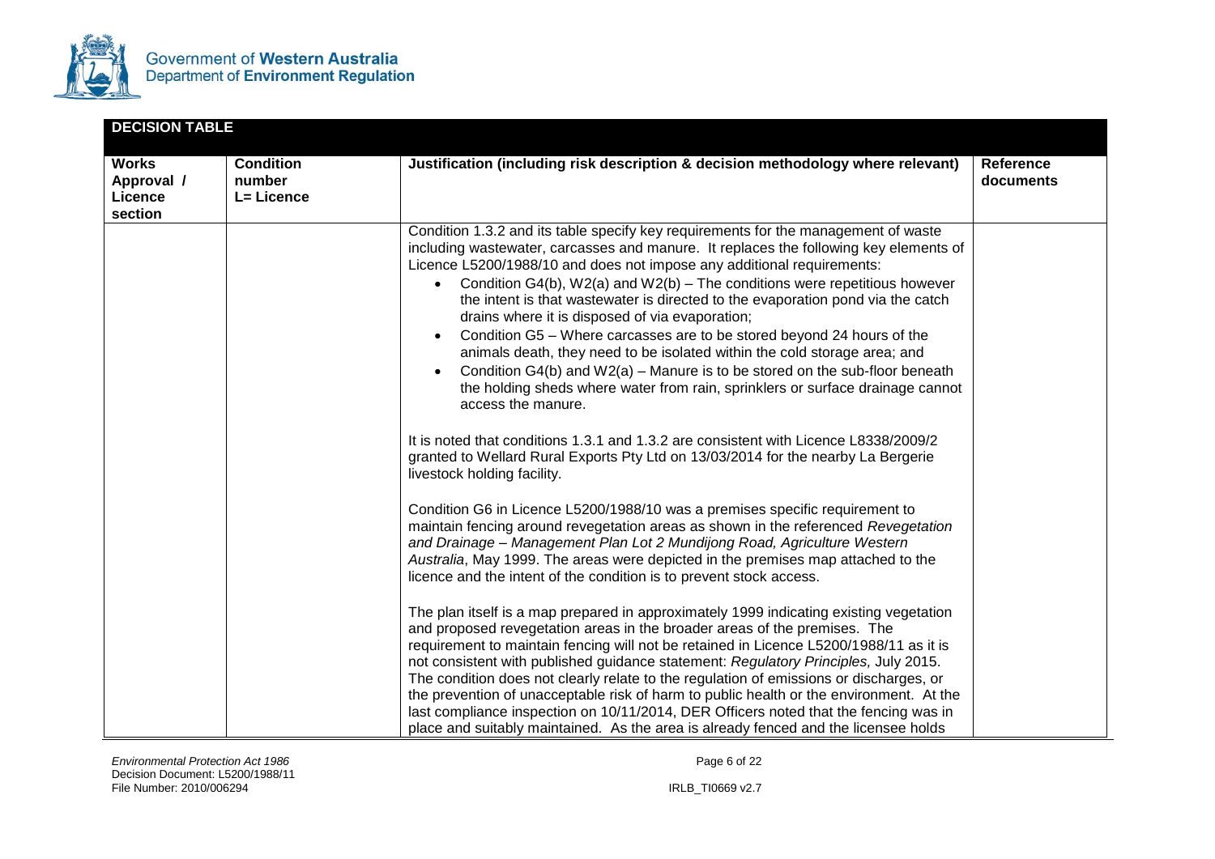**DECISION TABLE**

| Works Approval / Licence section | Condition number L= Licence | Justification (including risk description & decision methodology where relevant) | Reference documents |
|---|---|---|---|
| | | Condition 1.3.2 and its table specify key requirements for the management of waste including wastewater, carcasses and manure. It replaces the following key elements of Licence L5200/1988/10 and does not impose any additional requirements:<br>• Condition G4(b), W2(a) and W2(b) – The conditions were repetitious however the intent is that wastewater is directed to the evaporation pond via the catch drains where it is disposed of via evaporation;<br>• Condition G5 – Where carcasses are to be stored beyond 24 hours of the animals death, they need to be isolated within the cold storage area; and<br>• Condition G4(b) and W2(a) – Manure is to be stored on the sub-floor beneath the holding sheds where water from rain, sprinklers or surface drainage cannot access the manure.<br><br>It is noted that conditions 1.3.1 and 1.3.2 are consistent with Licence L8338/2009/2 granted to Wellard Rural Exports Pty Ltd on 13/03/2014 for the nearby La Bergerie livestock holding facility.<br><br>Condition G6 in Licence L5200/1988/10 was a premises specific requirement to maintain fencing around revegetation areas as shown in the referenced *Revegetation and Drainage – Management Plan Lot 2 Mundijong Road, Agriculture Western Australia*, May 1999. The areas were depicted in the premises map attached to the licence and the intent of the condition is to prevent stock access.<br><br>The plan itself is a map prepared in approximately 1999 indicating existing vegetation and proposed revegetation areas in the broader areas of the premises. The requirement to maintain fencing will not be retained in Licence L5200/1988/11 as it is not consistent with published guidance statement: *Regulatory Principles,* July 2015. The condition does not clearly relate to the regulation of emissions or discharges, or the prevention of unacceptable risk of harm to public health or the environment. At the last compliance inspection on 10/11/2014, DER Officers noted that the fencing was in place and suitably maintained. As the area is already fenced and the licensee holds | |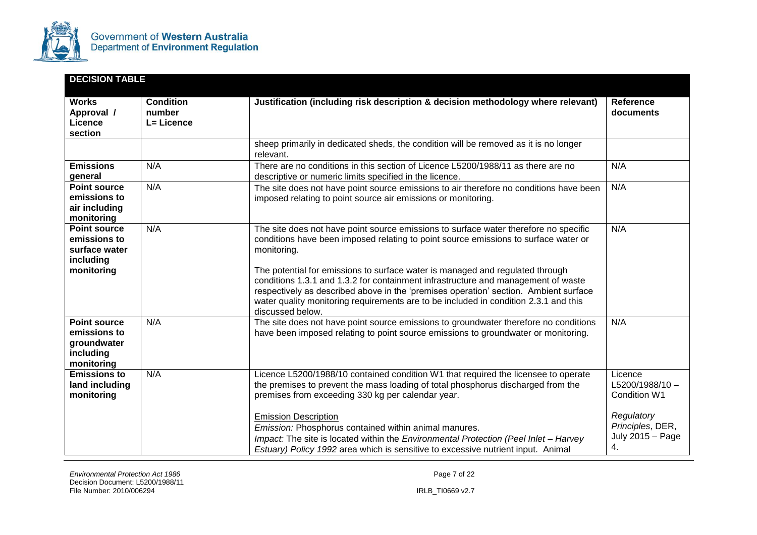## DECISION TABLE

| Works Approval / Licence section | Condition number L= Licence | Justification (including risk description & decision methodology where relevant) | Reference documents |
|---|---|---|---|
| | | sheep primarily in dedicated sheds, the condition will be removed as it is no longer relevant. | |
| **Emissions general** | N/A | There are no conditions in this section of Licence L5200/1988/11 as there are no descriptive or numeric limits specified in the licence. | N/A |
| **Point source emissions to air including monitoring** | N/A | The site does not have point source emissions to air therefore no conditions have been imposed relating to point source air emissions or monitoring. | N/A |
| **Point source emissions to surface water including monitoring** | N/A | The site does not have point source emissions to surface water therefore no specific conditions have been imposed relating to point source emissions to surface water or monitoring.<br><br>The potential for emissions to surface water is managed and regulated through conditions 1.3.1 and 1.3.2 for containment infrastructure and management of waste respectively as described above in the 'premises operation' section. Ambient surface water quality monitoring requirements are to be included in condition 2.3.1 and this discussed below. | N/A |
| **Point source emissions to groundwater including monitoring** | N/A | The site does not have point source emissions to groundwater therefore no conditions have been imposed relating to point source emissions to groundwater or monitoring. | N/A |
| **Emissions to land including monitoring** | N/A | Licence L5200/1988/10 contained condition W1 that required the licensee to operate the premises to prevent the mass loading of total phosphorus discharged from the premises from exceeding 330 kg per calendar year.<br><br><u>Emission Description</u><br>*Emission:* Phosphorus contained within animal manures.<br>*Impact:* The site is located within the *Environmental Protection (Peel Inlet – Harvey Estuary) Policy 1992* area which is sensitive to excessive nutrient input. Animal | Licence L5200/1988/10 – Condition W1<br><br>*Regulatory Principles*, DER, July 2015 – Page 4. |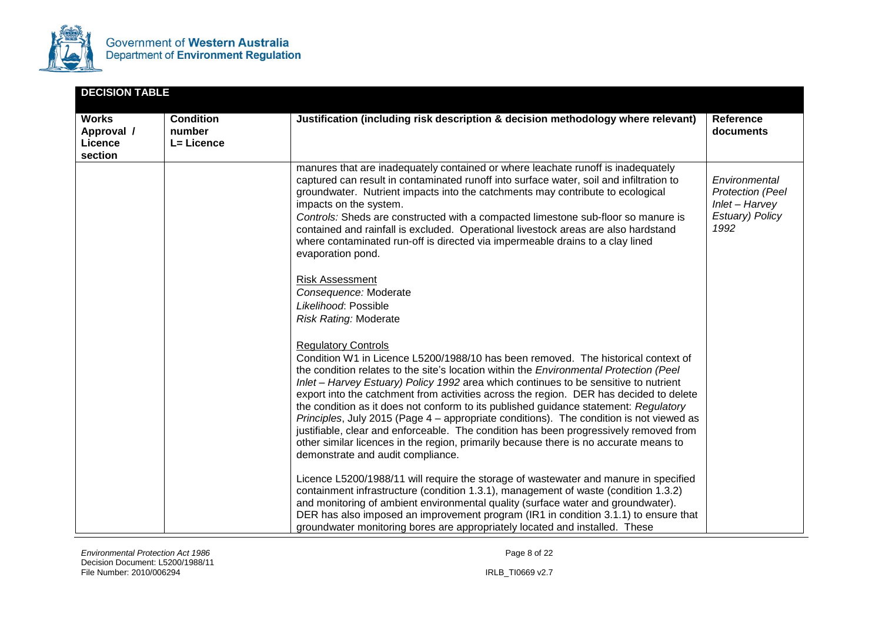**DECISION TABLE**

| Works Approval / Licence section | Condition number L= Licence | Justification (including risk description & decision methodology where relevant) | Reference documents |
| --- | --- | --- | --- |
| | | manures that are inadequately contained or where leachate runoff is inadequately captured can result in contaminated runoff into surface water, soil and infiltration to groundwater. Nutrient impacts into the catchments may contribute to ecological impacts on the system.<br>*Controls:* Sheds are constructed with a compacted limestone sub-floor so manure is contained and rainfall is excluded. Operational livestock areas are also hardstand where contaminated run-off is directed via impermeable drains to a clay lined evaporation pond.<br><br>Risk Assessment<br>*Consequence:* Moderate<br>*Likelihood*: Possible<br>*Risk Rating:* Moderate<br><br>Regulatory Controls<br>Condition W1 in Licence L5200/1988/10 has been removed. The historical context of the condition relates to the site's location within the *Environmental Protection (Peel Inlet – Harvey Estuary) Policy 1992* area which continues to be sensitive to nutrient export into the catchment from activities across the region. DER has decided to delete the condition as it does not conform to its published guidance statement: *Regulatory Principles*, July 2015 (Page 4 – appropriate conditions). The condition is not viewed as justifiable, clear and enforceable. The condition has been progressively removed from other similar licences in the region, primarily because there is no accurate means to demonstrate and audit compliance.<br><br>Licence L5200/1988/11 will require the storage of wastewater and manure in specified containment infrastructure (condition 1.3.1), management of waste (condition 1.3.2) and monitoring of ambient environmental quality (surface water and groundwater). DER has also imposed an improvement program (IR1 in condition 3.1.1) to ensure that groundwater monitoring bores are appropriately located and installed. These | *Environmental Protection (Peel Inlet – Harvey Estuary) Policy 1992* |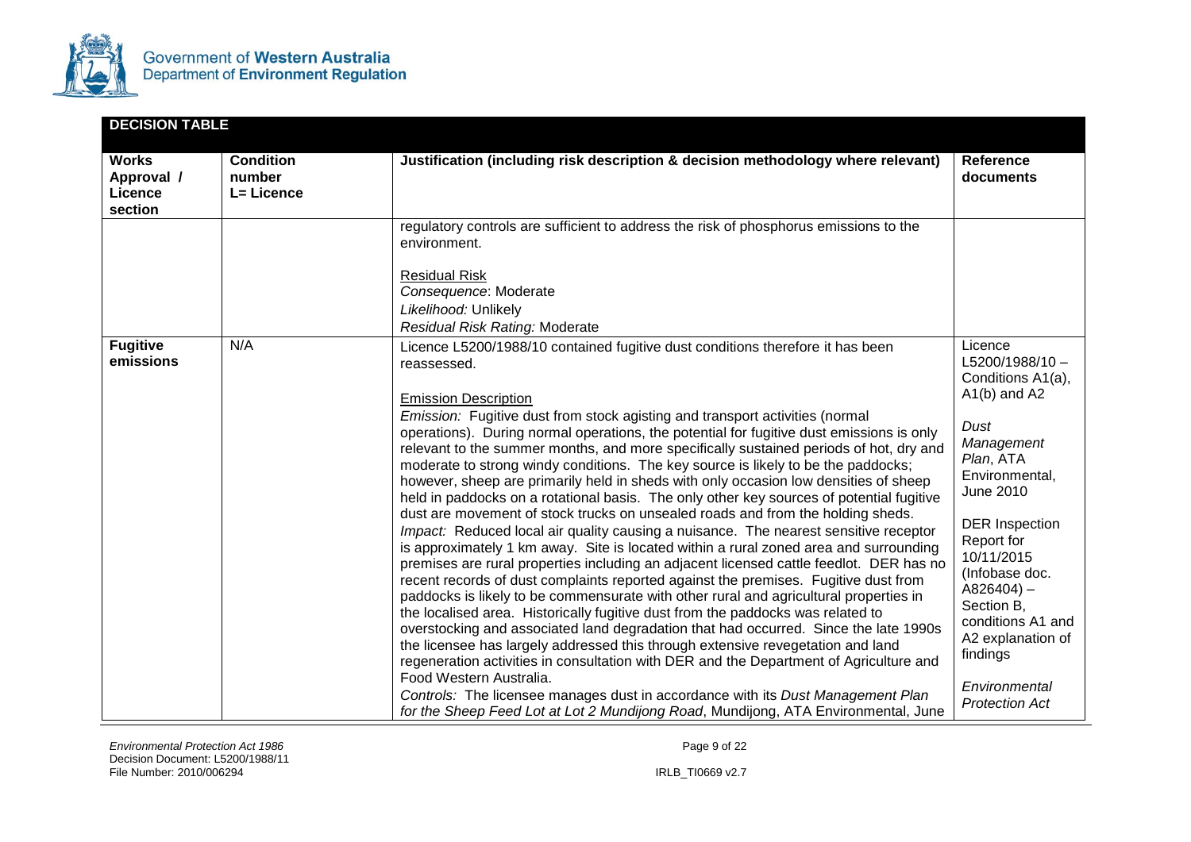## DECISION TABLE

| Works Approval / Licence section | Condition number L= Licence | Justification (including risk description & decision methodology where relevant) | Reference documents |
|---|---|---|---|
| | | regulatory controls are sufficient to address the risk of phosphorus emissions to the environment.<br><br><u>Residual Risk</u><br>*Consequence*: Moderate<br>*Likelihood:* Unlikely<br>*Residual Risk Rating:* Moderate | |
| **Fugitive emissions** | N/A | Licence L5200/1988/10 contained fugitive dust conditions therefore it has been reassessed.<br><br><u>Emission Description</u><br>*Emission:* Fugitive dust from stock agisting and transport activities (normal operations). During normal operations, the potential for fugitive dust emissions is only relevant to the summer months, and more specifically sustained periods of hot, dry and moderate to strong windy conditions. The key source is likely to be the paddocks; however, sheep are primarily held in sheds with only occasion low densities of sheep held in paddocks on a rotational basis. The only other key sources of potential fugitive dust are movement of stock trucks on unsealed roads and from the holding sheds.<br>*Impact:* Reduced local air quality causing a nuisance. The nearest sensitive receptor is approximately 1 km away. Site is located within a rural zoned area and surrounding premises are rural properties including an adjacent licensed cattle feedlot. DER has no recent records of dust complaints reported against the premises. Fugitive dust from paddocks is likely to be commensurate with other rural and agricultural properties in the localised area. Historically fugitive dust from the paddocks was related to overstocking and associated land degradation that had occurred. Since the late 1990s the licensee has largely addressed this through extensive revegetation and land regeneration activities in consultation with DER and the Department of Agriculture and Food Western Australia.<br>*Controls:* The licensee manages dust in accordance with its *Dust Management Plan for the Sheep Feed Lot at Lot 2 Mundijong Road*, Mundijong, ATA Environmental, June | Licence L5200/1988/10 – Conditions A1(a), A1(b) and A2<br><br>*Dust Management Plan*, ATA Environmental, June 2010<br><br>DER Inspection Report for 10/11/2015 (Infobase doc. A826404) – Section B, conditions A1 and A2 explanation of findings<br><br>*Environmental Protection Act* |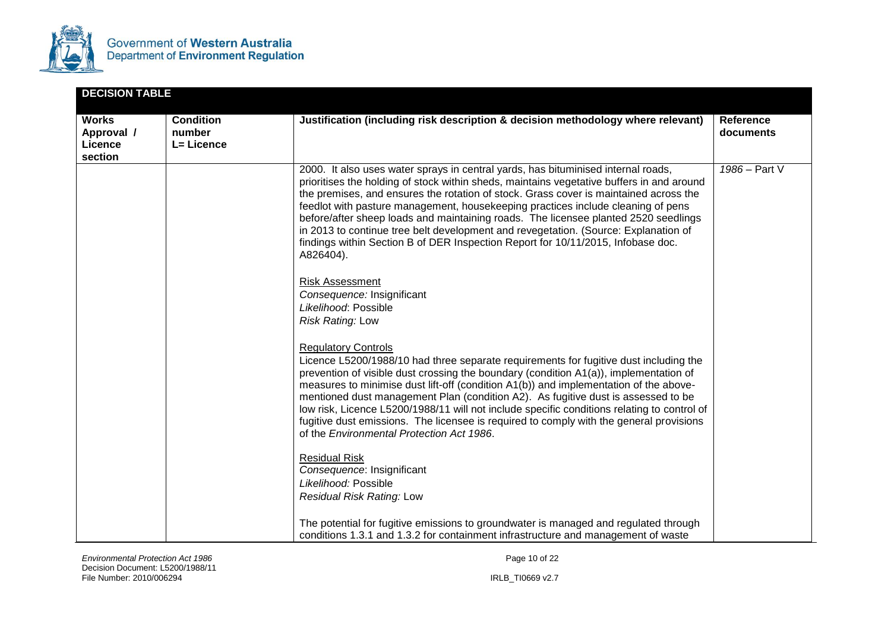## DECISION TABLE

| Works Approval / Licence section | Condition number L= Licence | Justification (including risk description & decision methodology where relevant) | Reference documents |
|---|---|---|---|
| | | 2000. It also uses water sprays in central yards, has bituminised internal roads, prioritises the holding of stock within sheds, maintains vegetative buffers in and around the premises, and ensures the rotation of stock. Grass cover is maintained across the feedlot with pasture management, housekeeping practices include cleaning of pens before/after sheep loads and maintaining roads. The licensee planted 2520 seedlings in 2013 to continue tree belt development and revegetation. (Source: Explanation of findings within Section B of DER Inspection Report for 10/11/2015, Infobase doc. A826404).<br><br><u>Risk Assessment</u><br>*Consequence:* Insignificant<br>*Likelihood*: Possible<br>*Risk Rating:* Low<br><br><u>Regulatory Controls</u><br>Licence L5200/1988/10 had three separate requirements for fugitive dust including the prevention of visible dust crossing the boundary (condition A1(a)), implementation of measures to minimise dust lift-off (condition A1(b)) and implementation of the above-mentioned dust management Plan (condition A2). As fugitive dust is assessed to be low risk, Licence L5200/1988/11 will not include specific conditions relating to control of fugitive dust emissions. The licensee is required to comply with the general provisions of the *Environmental Protection Act 1986*.<br><br><u>Residual Risk</u><br>*Consequence*: Insignificant<br>*Likelihood:* Possible<br>*Residual Risk Rating:* Low<br><br>The potential for fugitive emissions to groundwater is managed and regulated through conditions 1.3.1 and 1.3.2 for containment infrastructure and management of waste | *1986* – Part V |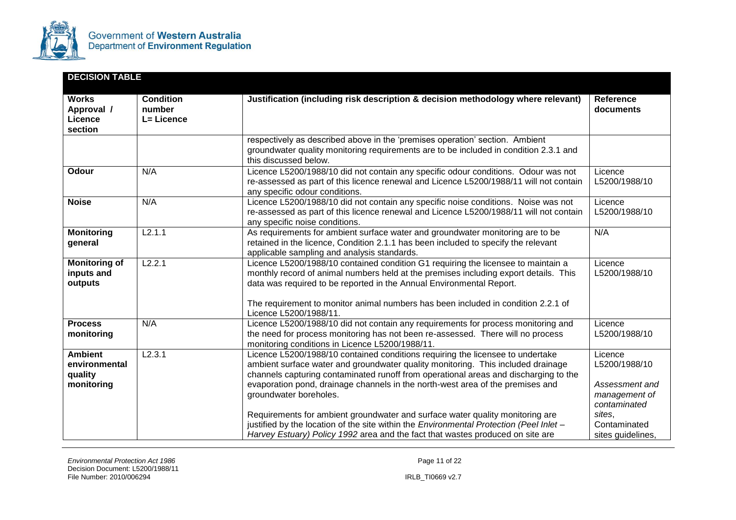## DECISION TABLE

| Works Approval / Licence section | Condition number L= Licence | Justification (including risk description & decision methodology where relevant) | Reference documents |
|---|---|---|---|
| | | respectively as described above in the 'premises operation' section. Ambient groundwater quality monitoring requirements are to be included in condition 2.3.1 and this discussed below. | |
| **Odour** | N/A | Licence L5200/1988/10 did not contain any specific odour conditions. Odour was not re-assessed as part of this licence renewal and Licence L5200/1988/11 will not contain any specific odour conditions. | Licence L5200/1988/10 |
| **Noise** | N/A | Licence L5200/1988/10 did not contain any specific noise conditions. Noise was not re-assessed as part of this licence renewal and Licence L5200/1988/11 will not contain any specific noise conditions. | Licence L5200/1988/10 |
| **Monitoring general** | L2.1.1 | As requirements for ambient surface water and groundwater monitoring are to be retained in the licence, Condition 2.1.1 has been included to specify the relevant applicable sampling and analysis standards. | N/A |
| **Monitoring of inputs and outputs** | L2.2.1 | Licence L5200/1988/10 contained condition G1 requiring the licensee to maintain a monthly record of animal numbers held at the premises including export details. This data was required to be reported in the Annual Environmental Report.<br><br>The requirement to monitor animal numbers has been included in condition 2.2.1 of Licence L5200/1988/11. | Licence L5200/1988/10 |
| **Process monitoring** | N/A | Licence L5200/1988/10 did not contain any requirements for process monitoring and the need for process monitoring has not been re-assessed. There will no process monitoring conditions in Licence L5200/1988/11. | Licence L5200/1988/10 |
| **Ambient environmental quality monitoring** | L2.3.1 | Licence L5200/1988/10 contained conditions requiring the licensee to undertake ambient surface water and groundwater quality monitoring. This included drainage channels capturing contaminated runoff from operational areas and discharging to the evaporation pond, drainage channels in the north-west area of the premises and groundwater boreholes.<br><br>Requirements for ambient groundwater and surface water quality monitoring are justified by the location of the site within the *Environmental Protection (Peel Inlet – Harvey Estuary) Policy 1992* area and the fact that wastes produced on site are | Licence L5200/1988/10<br><br>*Assessment and management of contaminated sites*, Contaminated sites guidelines, |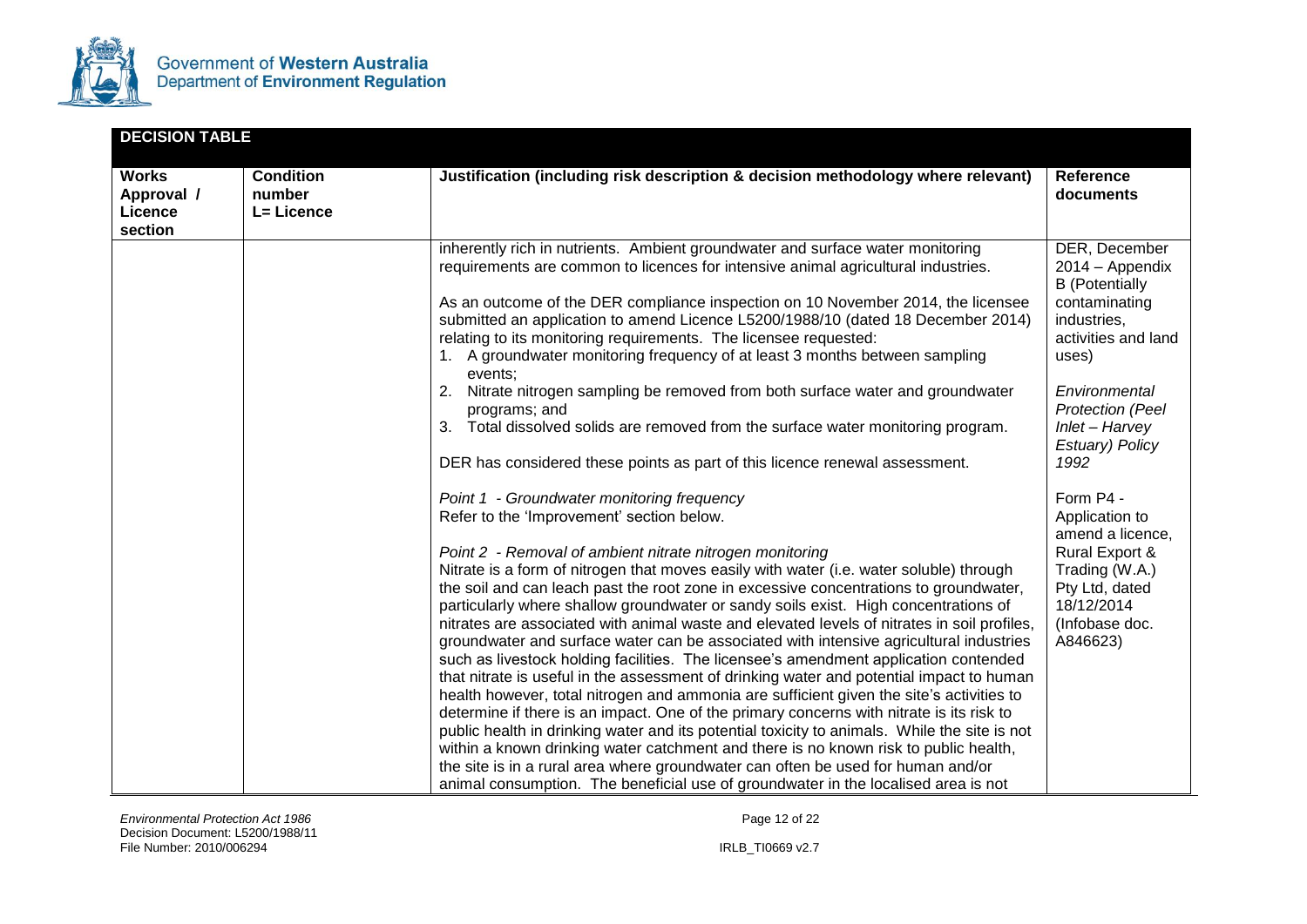## DECISION TABLE

| Works Approval / Licence section | Condition number L= Licence | Justification (including risk description & decision methodology where relevant) | Reference documents |
|---|---|---|---|
| | | inherently rich in nutrients. Ambient groundwater and surface water monitoring requirements are common to licences for intensive animal agricultural industries.<br><br>As an outcome of the DER compliance inspection on 10 November 2014, the licensee submitted an application to amend Licence L5200/1988/10 (dated 18 December 2014) relating to its monitoring requirements. The licensee requested:<br>1. A groundwater monitoring frequency of at least 3 months between sampling events;<br>2. Nitrate nitrogen sampling be removed from both surface water and groundwater programs; and<br>3. Total dissolved solids are removed from the surface water monitoring program.<br><br>DER has considered these points as part of this licence renewal assessment.<br><br>*Point 1 - Groundwater monitoring frequency*<br>Refer to the 'Improvement' section below.<br><br>*Point 2 - Removal of ambient nitrate nitrogen monitoring*<br>Nitrate is a form of nitrogen that moves easily with water (i.e. water soluble) through the soil and can leach past the root zone in excessive concentrations to groundwater, particularly where shallow groundwater or sandy soils exist. High concentrations of nitrates are associated with animal waste and elevated levels of nitrates in soil profiles, groundwater and surface water can be associated with intensive agricultural industries such as livestock holding facilities. The licensee's amendment application contended that nitrate is useful in the assessment of drinking water and potential impact to human health however, total nitrogen and ammonia are sufficient given the site's activities to determine if there is an impact. One of the primary concerns with nitrate is its risk to public health in drinking water and its potential toxicity to animals. While the site is not within a known drinking water catchment and there is no known risk to public health, the site is in a rural area where groundwater can often be used for human and/or animal consumption. The beneficial use of groundwater in the localised area is not | DER, December 2014 – Appendix B (Potentially contaminating industries, activities and land uses)<br><br>*Environmental Protection (Peel Inlet – Harvey Estuary) Policy 1992*<br><br>Form P4 - Application to amend a licence, Rural Export & Trading (W.A.) Pty Ltd, dated 18/12/2014 (Infobase doc. A846623) |

*Environmental Protection Act 1986*
Decision Document: L5200/1988/11
File Number: 2010/006294

IRLB_TI0669 v2.7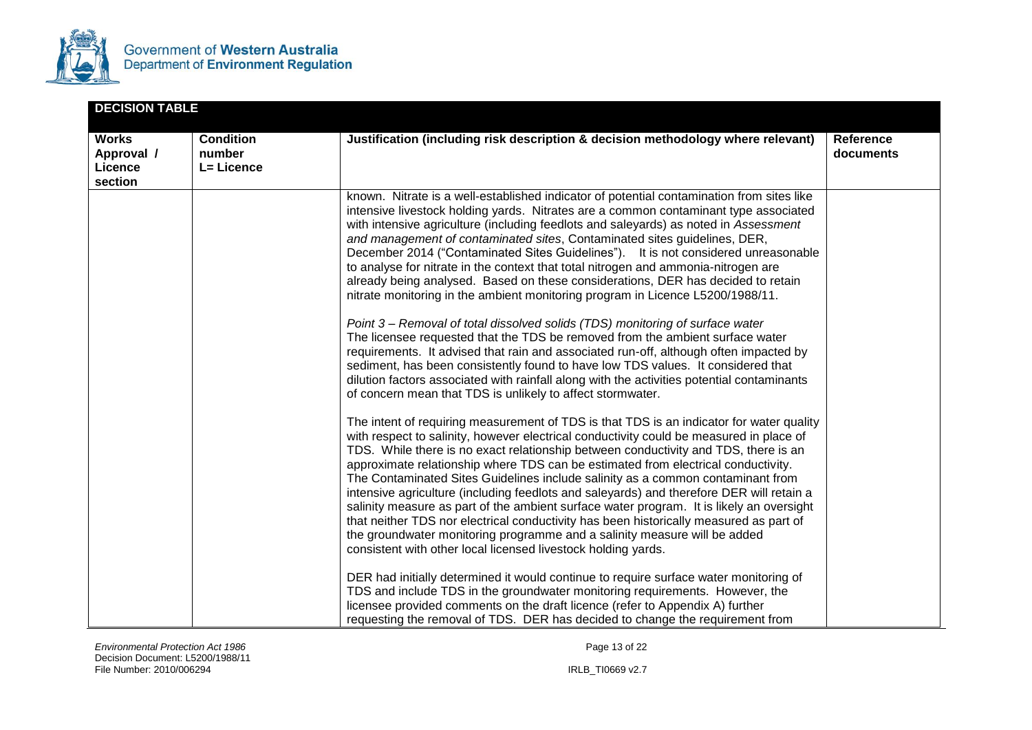## DECISION TABLE

| Works Approval / Licence section | Condition number L= Licence | Justification (including risk description & decision methodology where relevant) | Reference documents |
|---|---|---|---|
| | | known. Nitrate is a well-established indicator of potential contamination from sites like intensive livestock holding yards. Nitrates are a common contaminant type associated with intensive agriculture (including feedlots and saleyards) as noted in *Assessment and management of contaminated sites*, Contaminated sites guidelines, DER, December 2014 ("Contaminated Sites Guidelines"). It is not considered unreasonable to analyse for nitrate in the context that total nitrogen and ammonia-nitrogen are already being analysed. Based on these considerations, DER has decided to retain nitrate monitoring in the ambient monitoring program in Licence L5200/1988/11.<br><br>*Point 3 – Removal of total dissolved solids (TDS) monitoring of surface water*<br>The licensee requested that the TDS be removed from the ambient surface water requirements. It advised that rain and associated run-off, although often impacted by sediment, has been consistently found to have low TDS values. It considered that dilution factors associated with rainfall along with the activities potential contaminants of concern mean that TDS is unlikely to affect stormwater.<br><br>The intent of requiring measurement of TDS is that TDS is an indicator for water quality with respect to salinity, however electrical conductivity could be measured in place of TDS. While there is no exact relationship between conductivity and TDS, there is an approximate relationship where TDS can be estimated from electrical conductivity. The Contaminated Sites Guidelines include salinity as a common contaminant from intensive agriculture (including feedlots and saleyards) and therefore DER will retain a salinity measure as part of the ambient surface water program. It is likely an oversight that neither TDS nor electrical conductivity has been historically measured as part of the groundwater monitoring programme and a salinity measure will be added consistent with other local licensed livestock holding yards.<br><br>DER had initially determined it would continue to require surface water monitoring of TDS and include TDS in the groundwater monitoring requirements. However, the licensee provided comments on the draft licence (refer to Appendix A) further requesting the removal of TDS. DER has decided to change the requirement from | |

*Environmental Protection Act 1986*
Decision Document: L5200/1988/11
File Number: 2010/006294

IRLB_TI0669 v2.7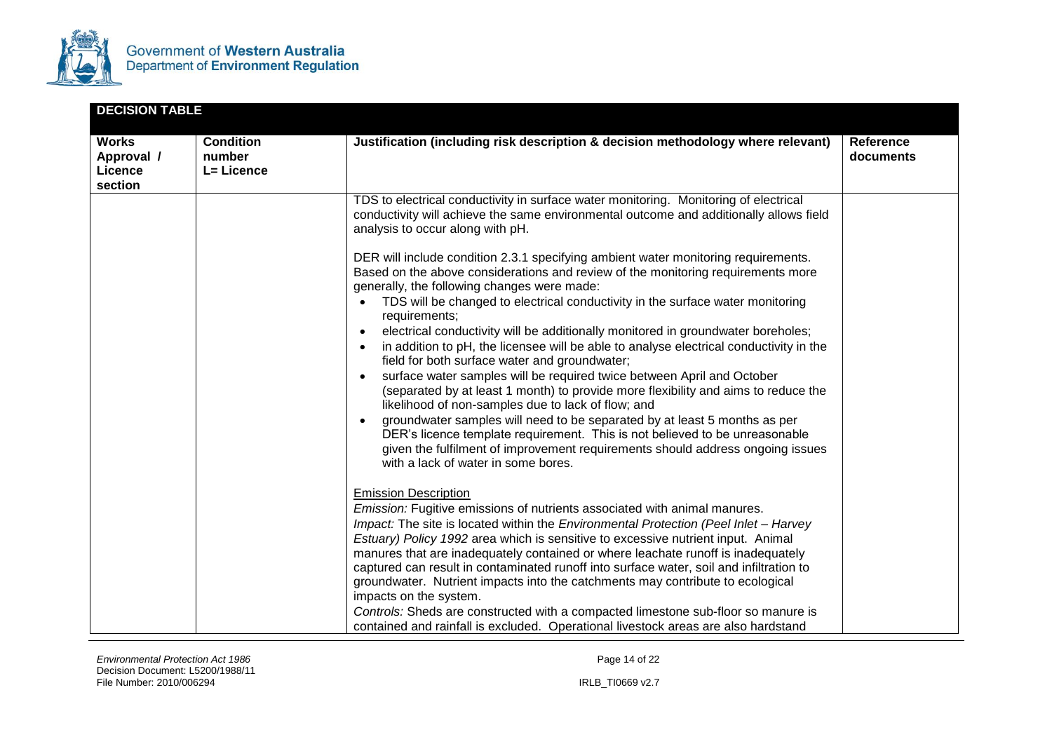**DECISION TABLE**

| Works Approval / Licence section | Condition number L= Licence | Justification (including risk description & decision methodology where relevant) | Reference documents |
|---|---|---|---|
| | | TDS to electrical conductivity in surface water monitoring. Monitoring of electrical conductivity will achieve the same environmental outcome and additionally allows field analysis to occur along with pH.<br><br>DER will include condition 2.3.1 specifying ambient water monitoring requirements. Based on the above considerations and review of the monitoring requirements more generally, the following changes were made:<br>• TDS will be changed to electrical conductivity in the surface water monitoring requirements;<br>• electrical conductivity will be additionally monitored in groundwater boreholes;<br>• in addition to pH, the licensee will be able to analyse electrical conductivity in the field for both surface water and groundwater;<br>• surface water samples will be required twice between April and October (separated by at least 1 month) to provide more flexibility and aims to reduce the likelihood of non-samples due to lack of flow; and<br>• groundwater samples will need to be separated by at least 5 months as per DER's licence template requirement. This is not believed to be unreasonable given the fulfilment of improvement requirements should address ongoing issues with a lack of water in some bores.<br><br><u>Emission Description</u><br>*Emission:* Fugitive emissions of nutrients associated with animal manures.<br>*Impact:* The site is located within the *Environmental Protection (Peel Inlet – Harvey Estuary) Policy 1992* area which is sensitive to excessive nutrient input. Animal manures that are inadequately contained or where leachate runoff is inadequately captured can result in contaminated runoff into surface water, soil and infiltration to groundwater. Nutrient impacts into the catchments may contribute to ecological impacts on the system.<br>*Controls:* Sheds are constructed with a compacted limestone sub-floor so manure is contained and rainfall is excluded. Operational livestock areas are also hardstand | |

*Environmental Protection Act 1986*
Decision Document: L5200/1988/11
File Number: 2010/006294

IRLB_TI0669 v2.7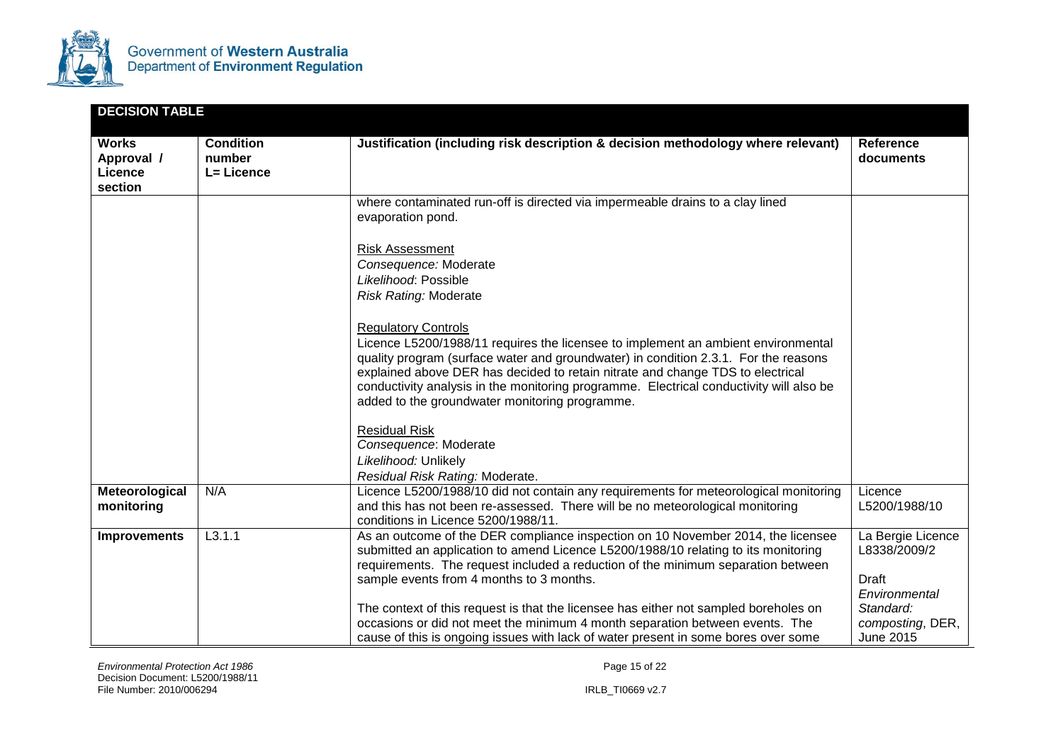**DECISION TABLE**

| Works Approval / Licence section | Condition number L= Licence | Justification (including risk description & decision methodology where relevant) | Reference documents |
|---|---|---|---|
| | | where contaminated run-off is directed via impermeable drains to a clay lined evaporation pond.<br><br>Risk Assessment<br>*Consequence:* Moderate<br>*Likelihood*: Possible<br>*Risk Rating:* Moderate<br><br>Regulatory Controls<br>Licence L5200/1988/11 requires the licensee to implement an ambient environmental quality program (surface water and groundwater) in condition 2.3.1. For the reasons explained above DER has decided to retain nitrate and change TDS to electrical conductivity analysis in the monitoring programme. Electrical conductivity will also be added to the groundwater monitoring programme.<br><br>Residual Risk<br>*Consequence*: Moderate<br>*Likelihood:* Unlikely<br>*Residual Risk Rating:* Moderate. | |
| **Meteorological monitoring** | N/A | Licence L5200/1988/10 did not contain any requirements for meteorological monitoring and this has not been re-assessed. There will be no meteorological monitoring conditions in Licence 5200/1988/11. | Licence L5200/1988/10 |
| **Improvements** | L3.1.1 | As an outcome of the DER compliance inspection on 10 November 2014, the licensee submitted an application to amend Licence L5200/1988/10 relating to its monitoring requirements. The request included a reduction of the minimum separation between sample events from 4 months to 3 months.<br><br>The context of this request is that the licensee has either not sampled boreholes on occasions or did not meet the minimum 4 month separation between events. The cause of this is ongoing issues with lack of water present in some bores over some | La Bergie Licence L8338/2009/2<br><br>Draft *Environmental Standard: composting*, DER, June 2015 |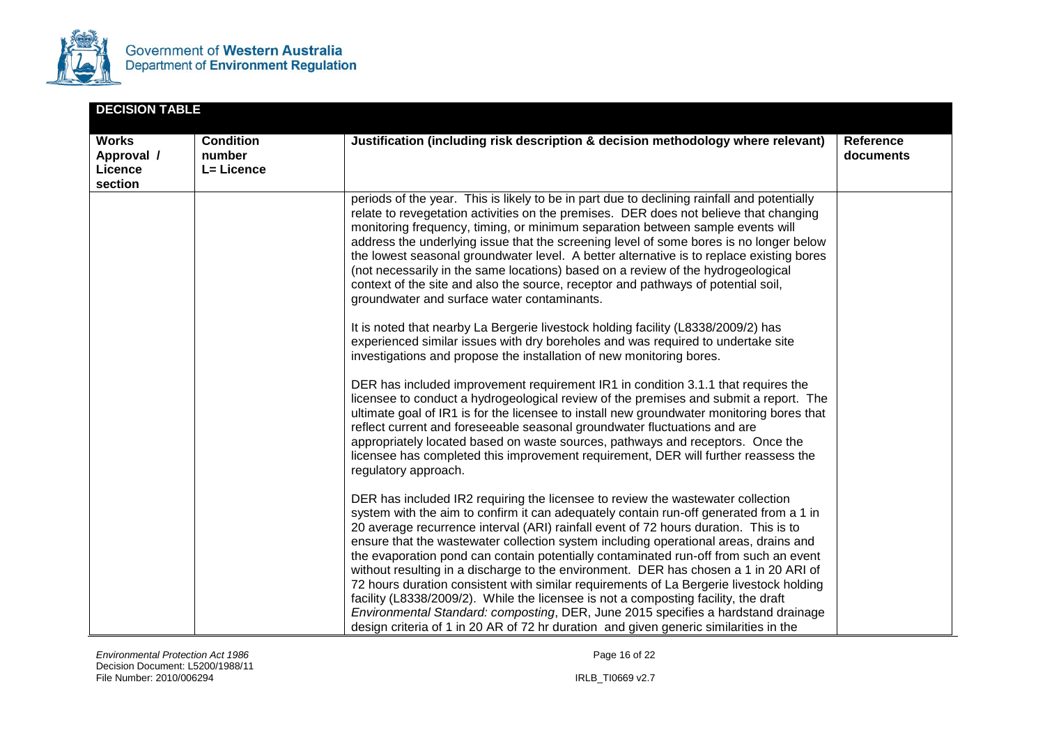**DECISION TABLE**

| Works Approval / Licence section | Condition number L= Licence | Justification (including risk description & decision methodology where relevant) | Reference documents |
|---|---|---|---|
| | | periods of the year. This is likely to be in part due to declining rainfall and potentially relate to revegetation activities on the premises. DER does not believe that changing monitoring frequency, timing, or minimum separation between sample events will address the underlying issue that the screening level of some bores is no longer below the lowest seasonal groundwater level. A better alternative is to replace existing bores (not necessarily in the same locations) based on a review of the hydrogeological context of the site and also the source, receptor and pathways of potential soil, groundwater and surface water contaminants.<br><br>It is noted that nearby La Bergerie livestock holding facility (L8338/2009/2) has experienced similar issues with dry boreholes and was required to undertake site investigations and propose the installation of new monitoring bores.<br><br>DER has included improvement requirement IR1 in condition 3.1.1 that requires the licensee to conduct a hydrogeological review of the premises and submit a report. The ultimate goal of IR1 is for the licensee to install new groundwater monitoring bores that reflect current and foreseeable seasonal groundwater fluctuations and are appropriately located based on waste sources, pathways and receptors. Once the licensee has completed this improvement requirement, DER will further reassess the regulatory approach.<br><br>DER has included IR2 requiring the licensee to review the wastewater collection system with the aim to confirm it can adequately contain run-off generated from a 1 in 20 average recurrence interval (ARI) rainfall event of 72 hours duration. This is to ensure that the wastewater collection system including operational areas, drains and the evaporation pond can contain potentially contaminated run-off from such an event without resulting in a discharge to the environment. DER has chosen a 1 in 20 ARI of 72 hours duration consistent with similar requirements of La Bergerie livestock holding facility (L8338/2009/2). While the licensee is not a composting facility, the draft *Environmental Standard: composting*, DER, June 2015 specifies a hardstand drainage design criteria of 1 in 20 AR of 72 hr duration and given generic similarities in the | |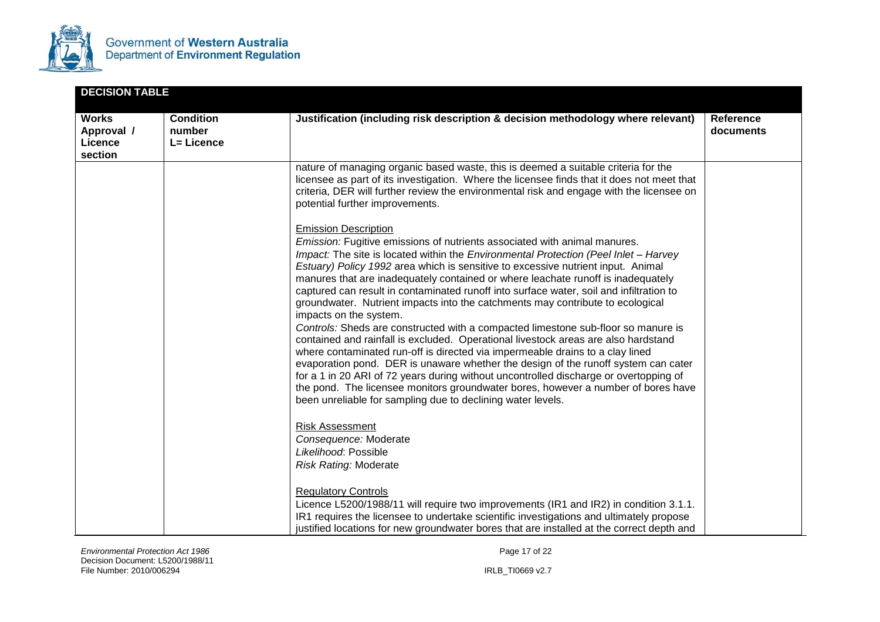**DECISION TABLE**

| Works Approval / Licence section | Condition number L= Licence | Justification (including risk description & decision methodology where relevant) | Reference documents |
| --- | --- | --- | --- |
| | | nature of managing organic based waste, this is deemed a suitable criteria for the licensee as part of its investigation. Where the licensee finds that it does not meet that criteria, DER will further review the environmental risk and engage with the licensee on potential further improvements.<br><br><u>Emission Description</u><br>*Emission:* Fugitive emissions of nutrients associated with animal manures.<br>*Impact:* The site is located within the *Environmental Protection (Peel Inlet – Harvey Estuary) Policy 1992* area which is sensitive to excessive nutrient input. Animal manures that are inadequately contained or where leachate runoff is inadequately captured can result in contaminated runoff into surface water, soil and infiltration to groundwater. Nutrient impacts into the catchments may contribute to ecological impacts on the system.<br>*Controls:* Sheds are constructed with a compacted limestone sub-floor so manure is contained and rainfall is excluded. Operational livestock areas are also hardstand where contaminated run-off is directed via impermeable drains to a clay lined evaporation pond. DER is unaware whether the design of the runoff system can cater for a 1 in 20 ARI of 72 years during without uncontrolled discharge or overtopping of the pond. The licensee monitors groundwater bores, however a number of bores have been unreliable for sampling due to declining water levels.<br><br><u>Risk Assessment</u><br>*Consequence:* Moderate<br>*Likelihood*: Possible<br>*Risk Rating:* Moderate<br><br><u>Regulatory Controls</u><br>Licence L5200/1988/11 will require two improvements (IR1 and IR2) in condition 3.1.1. IR1 requires the licensee to undertake scientific investigations and ultimately propose justified locations for new groundwater bores that are installed at the correct depth and | |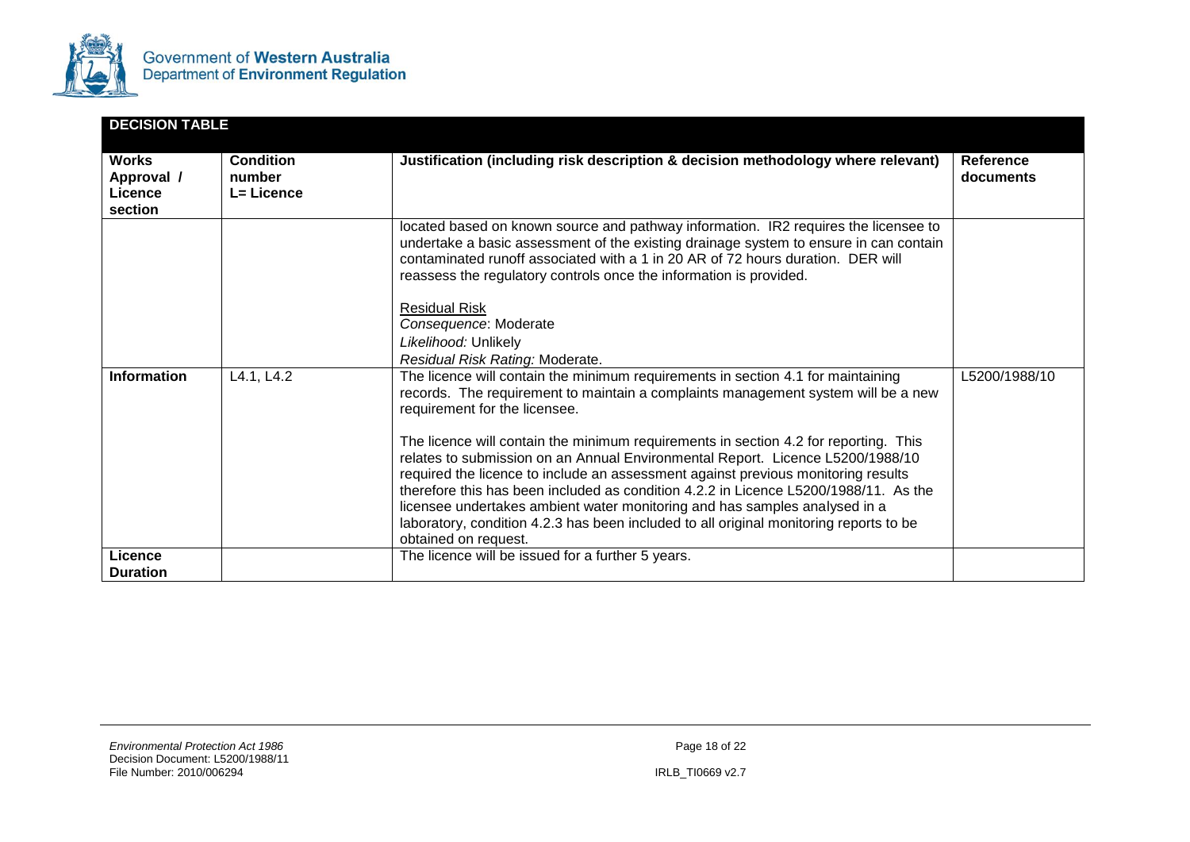| DECISION TABLE | | | |
|---|---|---|---|
| **Works Approval / Licence section** | **Condition number L= Licence** | **Justification (including risk description & decision methodology where relevant)** | **Reference documents** |
| | | located based on known source and pathway information. IR2 requires the licensee to undertake a basic assessment of the existing drainage system to ensure in can contain contaminated runoff associated with a 1 in 20 AR of 72 hours duration. DER will reassess the regulatory controls once the information is provided.<br><br><u>Residual Risk</u><br>*Consequence*: Moderate<br>*Likelihood:* Unlikely<br>*Residual Risk Rating:* Moderate. | |
| **Information** | L4.1, L4.2 | The licence will contain the minimum requirements in section 4.1 for maintaining records. The requirement to maintain a complaints management system will be a new requirement for the licensee.<br><br>The licence will contain the minimum requirements in section 4.2 for reporting. This relates to submission on an Annual Environmental Report. Licence L5200/1988/10 required the licence to include an assessment against previous monitoring results therefore this has been included as condition 4.2.2 in Licence L5200/1988/11. As the licensee undertakes ambient water monitoring and has samples analysed in a laboratory, condition 4.2.3 has been included to all original monitoring reports to be obtained on request. | L5200/1988/10 |
| **Licence Duration** | | The licence will be issued for a further 5 years. | |

*Environmental Protection Act 1986*
Decision Document: L5200/1988/11
File Number: 2010/006294

IRLB_TI0669 v2.7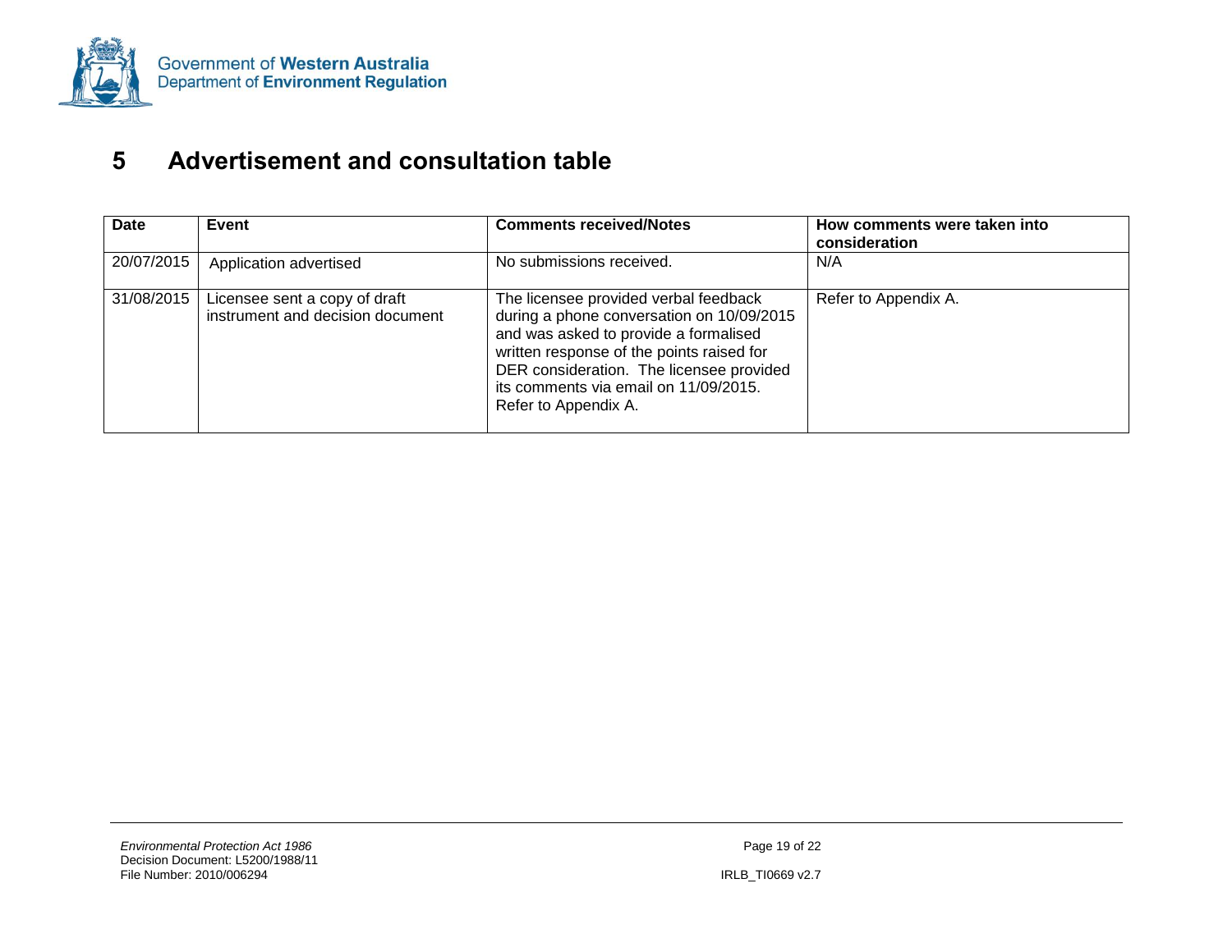# 5 Advertisement and consultation table

| Date | Event | Comments received/Notes | How comments were taken into consideration |
|---|---|---|---|
| 20/07/2015 | Application advertised | No submissions received. | N/A |
| 31/08/2015 | Licensee sent a copy of draft instrument and decision document | The licensee provided verbal feedback during a phone conversation on 10/09/2015 and was asked to provide a formalised written response of the points raised for DER consideration. The licensee provided its comments via email on 11/09/2015. Refer to Appendix A. | Refer to Appendix A. |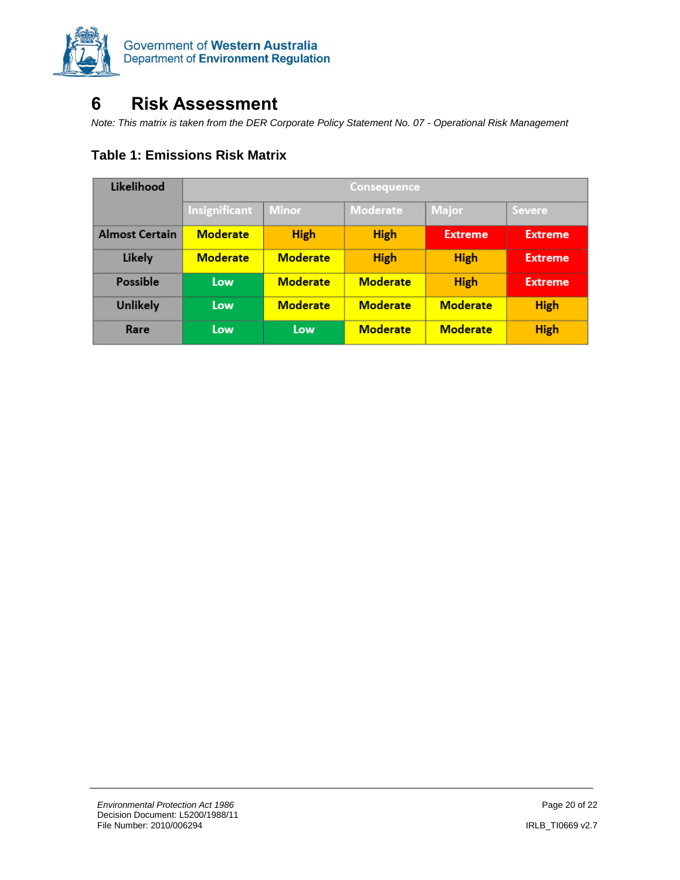# 6 Risk Assessment

*Note: This matrix is taken from the DER Corporate Policy Statement No. 07 - Operational Risk Management*

### Table 1: Emissions Risk Matrix

| Likelihood | Consequence | | | | |
|---|---|---|---|---|---|
| | Insignificant | Minor | Moderate | Major | Severe |
| **Almost Certain** | Moderate | High | High | Extreme | Extreme |
| **Likely** | Moderate | Moderate | High | High | Extreme |
| **Possible** | Low | Moderate | Moderate | High | Extreme |
| **Unlikely** | Low | Moderate | Moderate | Moderate | High |
| **Rare** | Low | Low | Moderate | Moderate | High |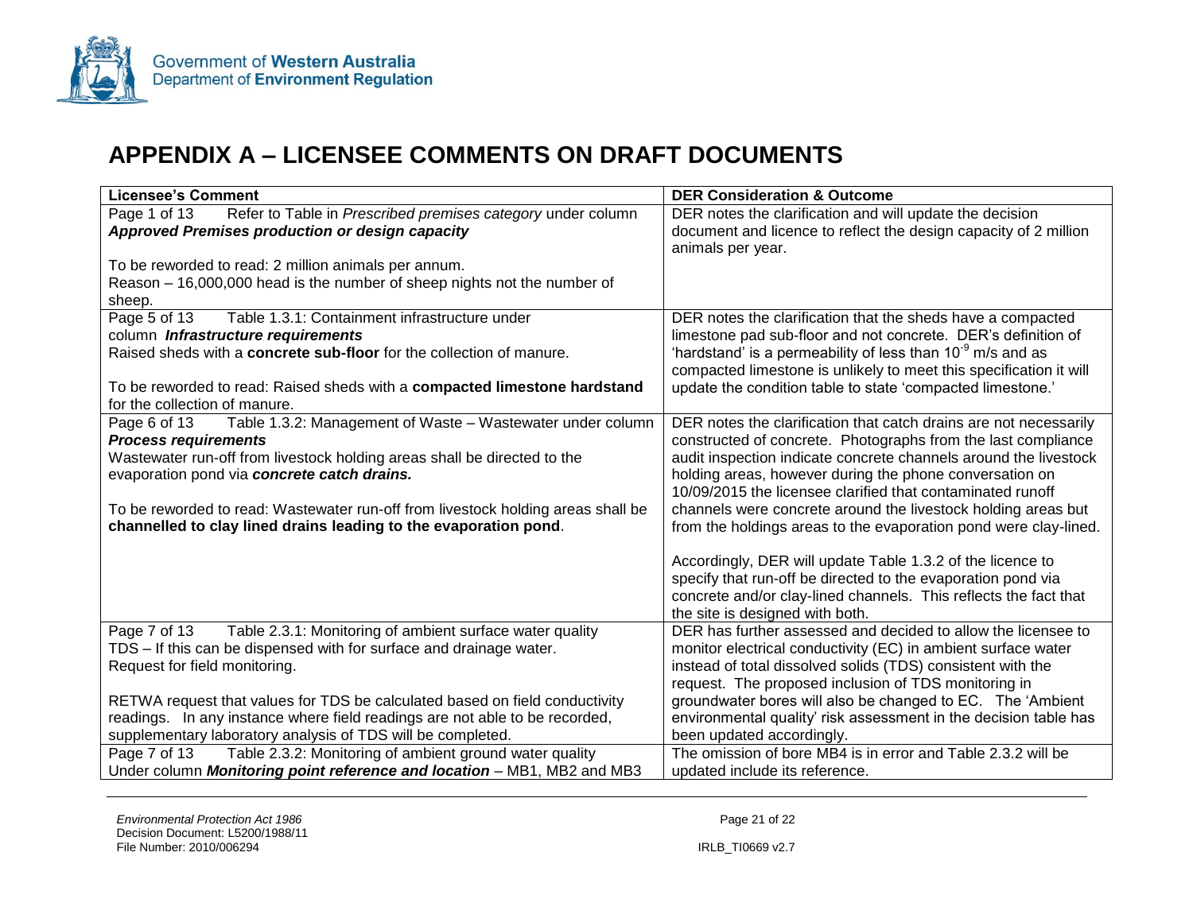# APPENDIX A – LICENSEE COMMENTS ON DRAFT DOCUMENTS

| Licensee's Comment | DER Consideration & Outcome |
|---|---|
| Page 1 of 13 Refer to Table in *Prescribed premises category* under column ***Approved Premises production or design capacity***<br><br>To be reworded to read: 2 million animals per annum.<br>Reason – 16,000,000 head is the number of sheep nights not the number of sheep. | DER notes the clarification and will update the decision document and licence to reflect the design capacity of 2 million animals per year. |
| Page 5 of 13 Table 1.3.1: Containment infrastructure under column ***Infrastructure requirements***<br>Raised sheds with a **concrete sub-floor** for the collection of manure.<br><br>To be reworded to read: Raised sheds with a **compacted limestone hardstand** for the collection of manure. | DER notes the clarification that the sheds have a compacted limestone pad sub-floor and not concrete. DER's definition of 'hardstand' is a permeability of less than $10^{-9}$ m/s and as compacted limestone is unlikely to meet this specification it will update the condition table to state 'compacted limestone.' |
| Page 6 of 13 Table 1.3.2: Management of Waste – Wastewater under column ***Process requirements***<br>Wastewater run-off from livestock holding areas shall be directed to the evaporation pond via ***concrete catch drains.***<br><br>To be reworded to read: Wastewater run-off from livestock holding areas shall be **channelled to clay lined drains leading to the evaporation pond**. | DER notes the clarification that catch drains are not necessarily constructed of concrete. Photographs from the last compliance audit inspection indicate concrete channels around the livestock holding areas, however during the phone conversation on 10/09/2015 the licensee clarified that contaminated runoff channels were concrete around the livestock holding areas but from the holdings areas to the evaporation pond were clay-lined.<br><br>Accordingly, DER will update Table 1.3.2 of the licence to specify that run-off be directed to the evaporation pond via concrete and/or clay-lined channels. This reflects the fact that the site is designed with both. |
| Page 7 of 13 Table 2.3.1: Monitoring of ambient surface water quality<br>TDS – If this can be dispensed with for surface and drainage water.<br>Request for field monitoring.<br><br>RETWA request that values for TDS be calculated based on field conductivity readings. In any instance where field readings are not able to be recorded, supplementary laboratory analysis of TDS will be completed. | DER has further assessed and decided to allow the licensee to monitor electrical conductivity (EC) in ambient surface water instead of total dissolved solids (TDS) consistent with the request. The proposed inclusion of TDS monitoring in groundwater bores will also be changed to EC. The 'Ambient environmental quality' risk assessment in the decision table has been updated accordingly. |
| Page 7 of 13 Table 2.3.2: Monitoring of ambient ground water quality<br>Under column ***Monitoring point reference and location*** – MB1, MB2 and MB3 | The omission of bore MB4 is in error and Table 2.3.2 will be updated include its reference. |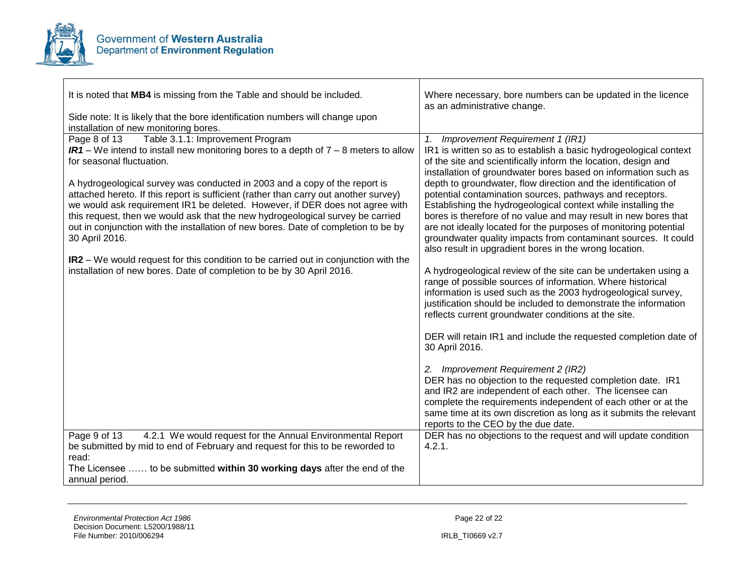| | |
|---|---|
| It is noted that **MB4** is missing from the Table and should be included.<br><br>Side note: It is likely that the bore identification numbers will change upon installation of new monitoring bores. | Where necessary, bore numbers can be updated in the licence as an administrative change. |
| Page 8 of 13 Table 3.1.1: Improvement Program<br>***IR1*** – We intend to install new monitoring bores to a depth of 7 – 8 meters to allow for seasonal fluctuation.<br><br>A hydrogeological survey was conducted in 2003 and a copy of the report is attached hereto. If this report is sufficient (rather than carry out another survey) we would ask requirement IR1 be deleted. However, if DER does not agree with this request, then we would ask that the new hydrogeological survey be carried out in conjunction with the installation of new bores. Date of completion to be by 30 April 2016.<br><br>**IR2** – We would request for this condition to be carried out in conjunction with the installation of new bores. Date of completion to be by 30 April 2016. | 1. *Improvement Requirement 1 (IR1)*<br>IR1 is written so as to establish a basic hydrogeological context of the site and scientifically inform the location, design and installation of groundwater bores based on information such as depth to groundwater, flow direction and the identification of potential contamination sources, pathways and receptors. Establishing the hydrogeological context while installing the bores is therefore of no value and may result in new bores that are not ideally located for the purposes of monitoring potential groundwater quality impacts from contaminant sources. It could also result in upgradient bores in the wrong location.<br><br>A hydrogeological review of the site can be undertaken using a range of possible sources of information. Where historical information is used such as the 2003 hydrogeological survey, justification should be included to demonstrate the information reflects current groundwater conditions at the site.<br><br>DER will retain IR1 and include the requested completion date of 30 April 2016.<br><br>2. *Improvement Requirement 2 (IR2)*<br>DER has no objection to the requested completion date. IR1 and IR2 are independent of each other. The licensee can complete the requirements independent of each other or at the same time at its own discretion as long as it submits the relevant reports to the CEO by the due date. |
| Page 9 of 13 4.2.1 We would request for the Annual Environmental Report be submitted by mid to end of February and request for this to be reworded to read:<br>The Licensee …… to be submitted **within 30 working days** after the end of the annual period. | DER has no objections to the request and will update condition 4.2.1. |